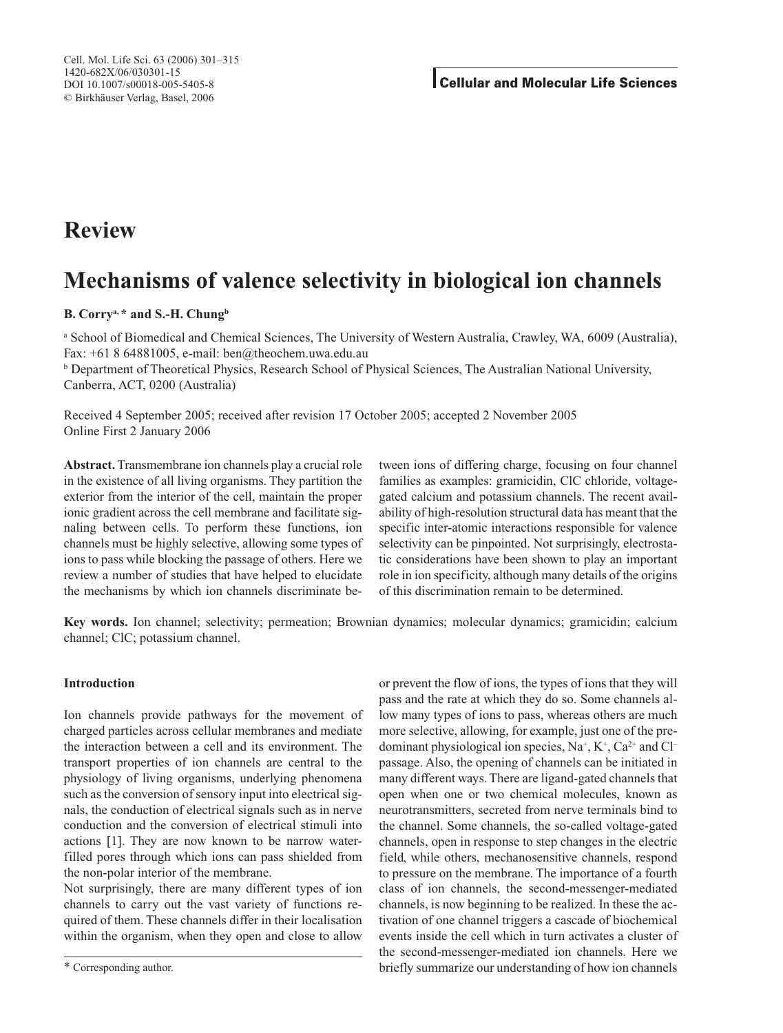**Review**

# Mechanisms of valence selectivity in biological ion channels

**B. Corry[a,*] and S.-H. Chung[b]**

[a] School of Biomedical and Chemical Sciences, The University of Western Australia, Crawley, WA, 6009 (Australia), Fax: +61 8 64881005, e-mail: ben@theochem.uwa.edu.au

[b] Department of Theoretical Physics, Research School of Physical Sciences, The Australian National University, Canberra, ACT, 0200 (Australia)

Received 4 September 2005; received after revision 17 October 2005; accepted 2 November 2005
Online First 2 January 2006

**Abstract.** Transmembrane ion channels play a crucial role in the existence of all living organisms. They partition the exterior from the interior of the cell, maintain the proper ionic gradient across the cell membrane and facilitate signaling between cells. To perform these functions, ion channels must be highly selective, allowing some types of ions to pass while blocking the passage of others. Here we review a number of studies that have helped to elucidate the mechanisms by which ion channels discriminate between ions of differing charge, focusing on four channel families as examples: gramicidin, ClC chloride, voltage-gated calcium and potassium channels. The recent availability of high-resolution structural data has meant that the specific inter-atomic interactions responsible for valence selectivity can be pinpointed. Not surprisingly, electrostatic considerations have been shown to play an important role in ion specificity, although many details of the origins of this discrimination remain to be determined.

**Key words.** Ion channel; selectivity; permeation; Brownian dynamics; molecular dynamics; gramicidin; calcium channel; ClC; potassium channel.

## Introduction

Ion channels provide pathways for the movement of charged particles across cellular membranes and mediate the interaction between a cell and its environment. The transport properties of ion channels are central to the physiology of living organisms, underlying phenomena such as the conversion of sensory input into electrical signals, the conduction of electrical signals such as in nerve conduction and the conversion of electrical stimuli into actions [1]. They are now known to be narrow water-filled pores through which ions can pass shielded from the non-polar interior of the membrane.

Not surprisingly, there are many different types of ion channels to carry out the vast variety of functions required of them. These channels differ in their localisation within the organism, when they open and close to allow or prevent the flow of ions, the types of ions that they will pass and the rate at which they do so. Some channels allow many types of ions to pass, whereas others are much more selective, allowing, for example, just one of the predominant physiological ion species, $Na^+$, $K^+$, $Ca^{2+}$ and $Cl^-$ passage. Also, the opening of channels can be initiated in many different ways. There are ligand-gated channels that open when one or two chemical molecules, known as neurotransmitters, secreted from nerve terminals bind to the channel. Some channels, the so-called voltage-gated channels, open in response to step changes in the electric field, while others, mechanosensitive channels, respond to pressure on the membrane. The importance of a fourth class of ion channels, the second-messenger-mediated channels, is now beginning to be realized. In these the activation of one channel triggers a cascade of biochemical events inside the cell which in turn activates a cluster of the second-messenger-mediated ion channels. Here we briefly summarize our understanding of how ion channels

\* Corresponding author.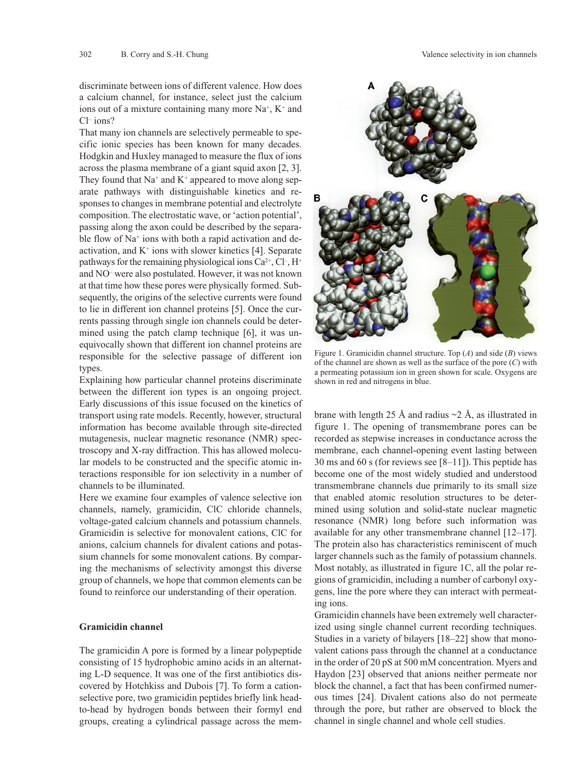discriminate between ions of different valence. How does a calcium channel, for instance, select just the calcium ions out of a mixture containing many more $Na^+$, $K^+$ and $Cl^-$ ions?

That many ion channels are selectively permeable to specific ionic species has been known for many decades. Hodgkin and Huxley managed to measure the flux of ions across the plasma membrane of a giant squid axon [2, 3]. They found that $Na^+$ and $K^+$ appeared to move along separate pathways with distinguishable kinetics and responses to changes in membrane potential and electrolyte composition. The electrostatic wave, or 'action potential', passing along the axon could be described by the separable flow of $Na^+$ ions with both a rapid activation and deactivation, and $K^+$ ions with slower kinetics [4]. Separate pathways for the remaining physiological ions $Ca^{2+}$, $Cl^-$, $H^+$ and $NO^-$ were also postulated. However, it was not known at that time how these pores were physically formed. Subsequently, the origins of the selective currents were found to lie in different ion channel proteins [5]. Once the currents passing through single ion channels could be determined using the patch clamp technique [6], it was unequivocally shown that different ion channel proteins are responsible for the selective passage of different ion types.

Explaining how particular channel proteins discriminate between the different ion types is an ongoing project. Early discussions of this issue focused on the kinetics of transport using rate models. Recently, however, structural information has become available through site-directed mutagenesis, nuclear magnetic resonance (NMR) spectroscopy and X-ray diffraction. This has allowed molecular models to be constructed and the specific atomic interactions responsible for ion selectivity in a number of channels to be illuminated.

Here we examine four examples of valence selective ion channels, namely, gramicidin, ClC chloride channels, voltage-gated calcium channels and potassium channels. Gramicidin is selective for monovalent cations, ClC for anions, calcium channels for divalent cations and potassium channels for some monovalent cations. By comparing the mechanisms of selectivity amongst this diverse group of channels, we hope that common elements can be found to reinforce our understanding of their operation.

## Gramicidin channel

The gramicidin A pore is formed by a linear polypeptide consisting of 15 hydrophobic amino acids in an alternating L-D sequence. It was one of the first antibiotics discovered by Hotchkiss and Dubois [7]. To form a cation-selective pore, two gramicidin peptides briefly link head-to-head by hydrogen bonds between their formyl end groups, creating a cylindrical passage across the membrane with length 25 Å and radius ~2 Å, as illustrated in figure 1. The opening of transmembrane pores can be recorded as stepwise increases in conductance across the membrane, each channel-opening event lasting between 30 ms and 60 s (for reviews see [8–11]). This peptide has become one of the most widely studied and understood transmembrane channels due primarily to its small size that enabled atomic resolution structures to be determined using solution and solid-state nuclear magnetic resonance (NMR) long before such information was available for any other transmembrane channel [12–17]. The protein also has characteristics reminiscent of much larger channels such as the family of potassium channels. Most notably, as illustrated in figure 1C, all the polar regions of gramicidin, including a number of carbonyl oxygens, line the pore where they can interact with permeating ions.

Figure 1. Gramicidin channel structure. Top (*A*) and side (*B*) views of the channel are shown as well as the surface of the pore (*C*) with a permeating potassium ion in green shown for scale. Oxygens are shown in red and nitrogens in blue.

Gramicidin channels have been extremely well characterized using single channel current recording techniques. Studies in a variety of bilayers [18–22] show that monovalent cations pass through the channel at a conductance in the order of 20 pS at 500 mM concentration. Myers and Haydon [23] observed that anions neither permeate nor block the channel, a fact that has been confirmed numerous times [24]. Divalent cations also do not permeate through the pore, but rather are observed to block the channel in single channel and whole cell studies.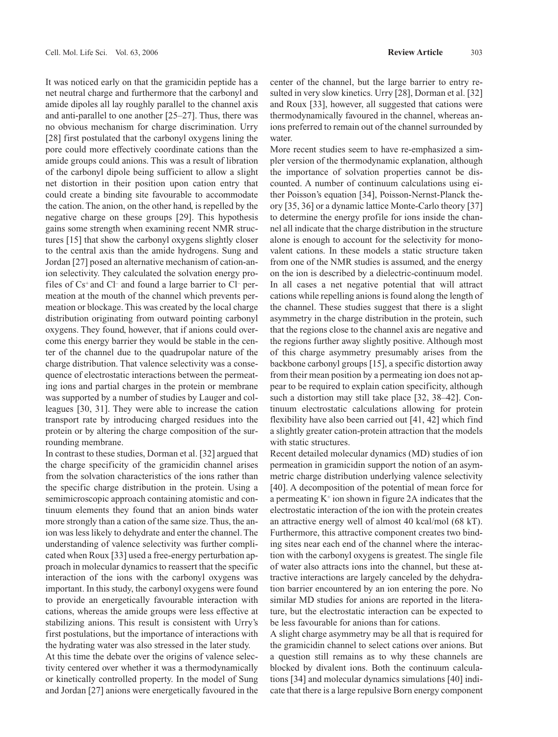It was noticed early on that the gramicidin peptide has a net neutral charge and furthermore that the carbonyl and amide dipoles all lay roughly parallel to the channel axis and anti-parallel to one another [25–27]. Thus, there was no obvious mechanism for charge discrimination. Urry [28] first postulated that the carbonyl oxygens lining the pore could more effectively coordinate cations than the amide groups could anions. This was a result of libration of the carbonyl dipole being sufficient to allow a slight net distortion in their position upon cation entry that could create a binding site favourable to accommodate the cation. The anion, on the other hand, is repelled by the negative charge on these groups [29]. This hypothesis gains some strength when examining recent NMR structures [15] that show the carbonyl oxygens slightly closer to the central axis than the amide hydrogens. Sung and Jordan [27] posed an alternative mechanism of cation-anion selectivity. They calculated the solvation energy profiles of $Cs^+$ and $Cl^-$ and found a large barrier to $Cl^-$ permeation at the mouth of the channel which prevents permeation or blockage. This was created by the local charge distribution originating from outward pointing carbonyl oxygens. They found, however, that if anions could overcome this energy barrier they would be stable in the center of the channel due to the quadrupolar nature of the charge distribution. That valence selectivity was a consequence of electrostatic interactions between the permeating ions and partial charges in the protein or membrane was supported by a number of studies by Lauger and colleagues [30, 31]. They were able to increase the cation transport rate by introducing charged residues into the protein or by altering the charge composition of the surrounding membrane.

In contrast to these studies, Dorman et al. [32] argued that the charge specificity of the gramicidin channel arises from the solvation characteristics of the ions rather than the specific charge distribution in the protein. Using a semimicroscopic approach containing atomistic and continuum elements they found that an anion binds water more strongly than a cation of the same size. Thus, the anion was less likely to dehydrate and enter the channel. The understanding of valence selectivity was further complicated when Roux [33] used a free-energy perturbation approach in molecular dynamics to reassert that the specific interaction of the ions with the carbonyl oxygens was important. In this study, the carbonyl oxygens were found to provide an energetically favourable interaction with cations, whereas the amide groups were less effective at stabilizing anions. This result is consistent with Urry's first postulations, but the importance of interactions with the hydrating water was also stressed in the later study.

At this time the debate over the origins of valence selectivity centered over whether it was a thermodynamically or kinetically controlled property. In the model of Sung and Jordan [27] anions were energetically favoured in the center of the channel, but the large barrier to entry resulted in very slow kinetics. Urry [28], Dorman et al. [32] and Roux [33], however, all suggested that cations were thermodynamically favoured in the channel, whereas anions preferred to remain out of the channel surrounded by water.

More recent studies seem to have re-emphasized a simpler version of the thermodynamic explanation, although the importance of solvation properties cannot be discounted. A number of continuum calculations using either Poisson's equation [34], Poisson-Nernst-Planck theory [35, 36] or a dynamic lattice Monte-Carlo theory [37] to determine the energy profile for ions inside the channel all indicate that the charge distribution in the structure alone is enough to account for the selectivity for monovalent cations. In these models a static structure taken from one of the NMR studies is assumed, and the energy on the ion is described by a dielectric-continuum model. In all cases a net negative potential that will attract cations while repelling anions is found along the length of the channel. These studies suggest that there is a slight asymmetry in the charge distribution in the protein, such that the regions close to the channel axis are negative and the regions further away slightly positive. Although most of this charge asymmetry presumably arises from the backbone carbonyl groups [15], a specific distortion away from their mean position by a permeating ion does not appear to be required to explain cation specificity, although such a distortion may still take place [32, 38–42]. Continuum electrostatic calculations allowing for protein flexibility have also been carried out [41, 42] which find a slightly greater cation-protein attraction that the models with static structures.

Recent detailed molecular dynamics (MD) studies of ion permeation in gramicidin support the notion of an asymmetric charge distribution underlying valence selectivity [40]. A decomposition of the potential of mean force for a permeating $K^+$ ion shown in figure 2A indicates that the electrostatic interaction of the ion with the protein creates an attractive energy well of almost 40 kcal/mol (68 kT). Furthermore, this attractive component creates two binding sites near each end of the channel where the interaction with the carbonyl oxygens is greatest. The single file of water also attracts ions into the channel, but these attractive interactions are largely canceled by the dehydration barrier encountered by an ion entering the pore. No similar MD studies for anions are reported in the literature, but the electrostatic interaction can be expected to be less favourable for anions than for cations.

A slight charge asymmetry may be all that is required for the gramicidin channel to select cations over anions. But a question still remains as to why these channels are blocked by divalent ions. Both the continuum calculations [34] and molecular dynamics simulations [40] indicate that there is a large repulsive Born energy component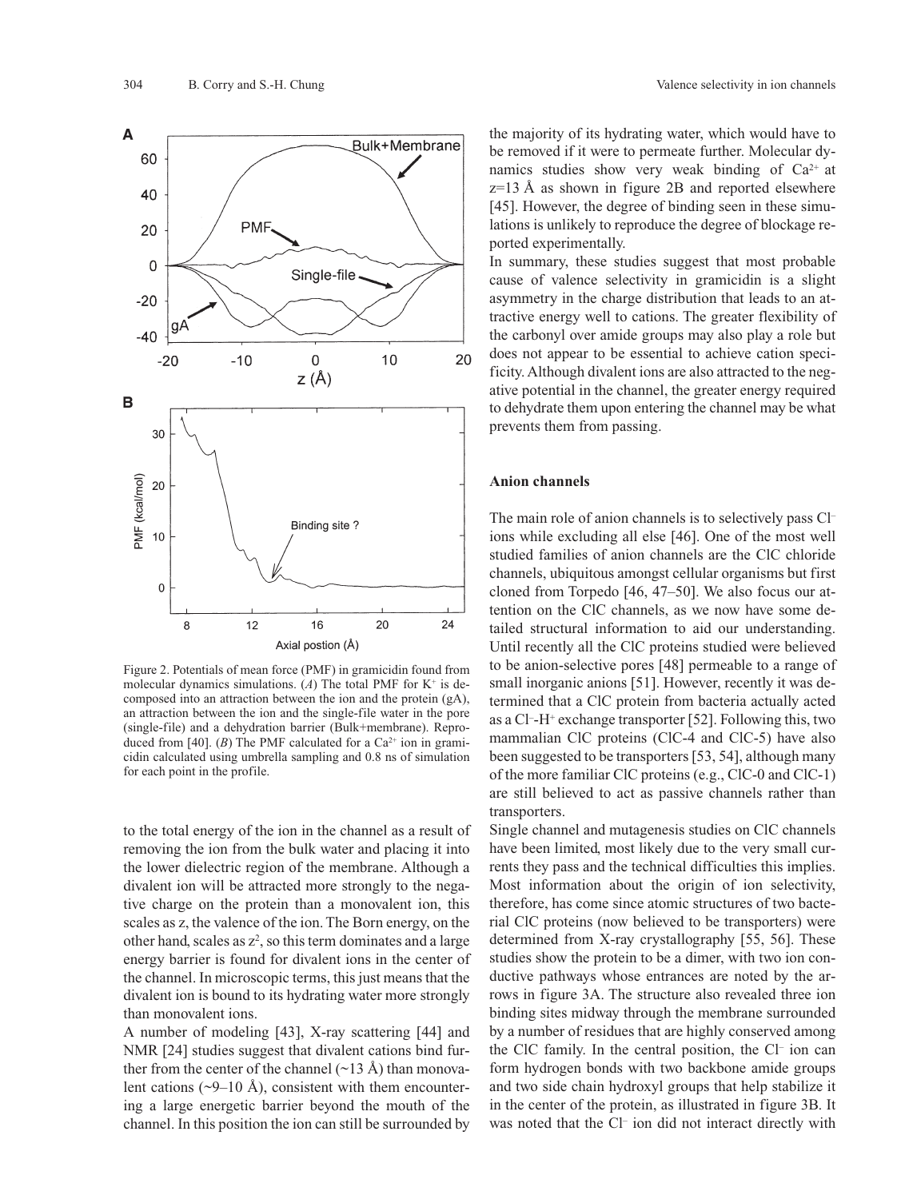Figure 2. Potentials of mean force (PMF) in gramicidin found from molecular dynamics simulations. (*A*) The total PMF for $K^+$ is decomposed into an attraction between the ion and the protein (gA), an attraction between the ion and the single-file water in the pore (single-file) and a dehydration barrier (Bulk+membrane). Reproduced from [40]. (*B*) The PMF calculated for a $Ca^{2+}$ ion in gramicidin calculated using umbrella sampling and 0.8 ns of simulation for each point in the profile.

to the total energy of the ion in the channel as a result of removing the ion from the bulk water and placing it into the lower dielectric region of the membrane. Although a divalent ion will be attracted more strongly to the negative charge on the protein than a monovalent ion, this scales as z, the valence of the ion. The Born energy, on the other hand, scales as $z^2$, so this term dominates and a large energy barrier is found for divalent ions in the center of the channel. In microscopic terms, this just means that the divalent ion is bound to its hydrating water more strongly than monovalent ions.

A number of modeling [43], X-ray scattering [44] and NMR [24] studies suggest that divalent cations bind further from the center of the channel (~13 Å) than monovalent cations (~9–10 Å), consistent with them encountering a large energetic barrier beyond the mouth of the channel. In this position the ion can still be surrounded by the majority of its hydrating water, which would have to be removed if it were to permeate further. Molecular dynamics studies show very weak binding of $Ca^{2+}$ at z=13 Å as shown in figure 2B and reported elsewhere [45]. However, the degree of binding seen in these simulations is unlikely to reproduce the degree of blockage reported experimentally.

In summary, these studies suggest that most probable cause of valence selectivity in gramicidin is a slight asymmetry in the charge distribution that leads to an attractive energy well to cations. The greater flexibility of the carbonyl over amide groups may also play a role but does not appear to be essential to achieve cation specificity. Although divalent ions are also attracted to the negative potential in the channel, the greater energy required to dehydrate them upon entering the channel may be what prevents them from passing.

## Anion channels

The main role of anion channels is to selectively pass $Cl^-$ ions while excluding all else [46]. One of the most well studied families of anion channels are the ClC chloride channels, ubiquitous amongst cellular organisms but first cloned from Torpedo [46, 47–50]. We also focus our attention on the ClC channels, as we now have some detailed structural information to aid our understanding. Until recently all the ClC proteins studied were believed to be anion-selective pores [48] permeable to a range of small inorganic anions [51]. However, recently it was determined that a ClC protein from bacteria actually acted as a $Cl^-$-$H^+$ exchange transporter [52]. Following this, two mammalian ClC proteins (ClC-4 and ClC-5) have also been suggested to be transporters [53, 54], although many of the more familiar ClC proteins (e.g., ClC-0 and ClC-1) are still believed to act as passive channels rather than transporters.

Single channel and mutagenesis studies on ClC channels have been limited, most likely due to the very small currents they pass and the technical difficulties this implies. Most information about the origin of ion selectivity, therefore, has come since atomic structures of two bacterial ClC proteins (now believed to be transporters) were determined from X-ray crystallography [55, 56]. These studies show the protein to be a dimer, with two ion conductive pathways whose entrances are noted by the arrows in figure 3A. The structure also revealed three ion binding sites midway through the membrane surrounded by a number of residues that are highly conserved among the ClC family. In the central position, the $Cl^-$ ion can form hydrogen bonds with two backbone amide groups and two side chain hydroxyl groups that help stabilize it in the center of the protein, as illustrated in figure 3B. It was noted that the $Cl^-$ ion did not interact directly with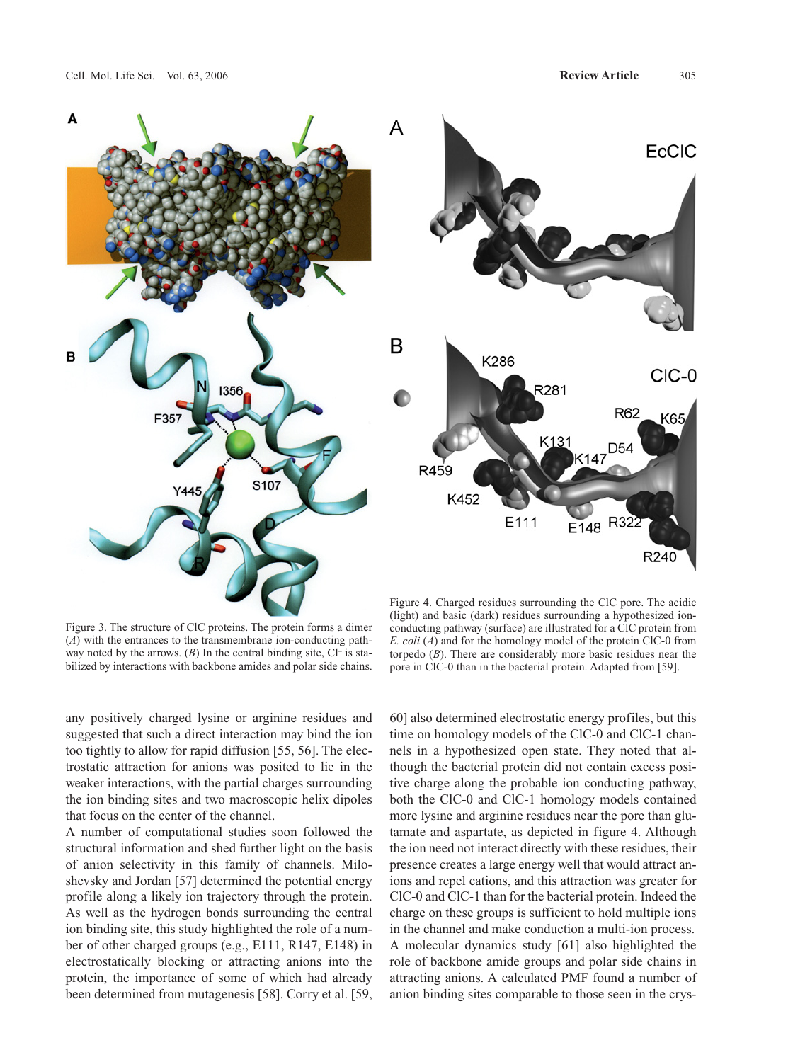Figure 3. The structure of ClC proteins. The protein forms a dimer (*A*) with the entrances to the transmembrane ion-conducting pathway noted by the arrows. (*B*) In the central binding site, $Cl^-$ is stabilized by interactions with backbone amides and polar side chains.

Figure 4. Charged residues surrounding the ClC pore. The acidic (light) and basic (dark) residues surrounding a hypothesized ion-conducting pathway (surface) are illustrated for a ClC protein from *E. coli* (*A*) and for the homology model of the protein ClC-0 from torpedo (*B*). There are considerably more basic residues near the pore in ClC-0 than in the bacterial protein. Adapted from [59].

any positively charged lysine or arginine residues and suggested that such a direct interaction may bind the ion too tightly to allow for rapid diffusion [55, 56]. The electrostatic attraction for anions was posited to lie in the weaker interactions, with the partial charges surrounding the ion binding sites and two macroscopic helix dipoles that focus on the center of the channel.

A number of computational studies soon followed the structural information and shed further light on the basis of anion selectivity in this family of channels. Miloshevsky and Jordan [57] determined the potential energy profile along a likely ion trajectory through the protein. As well as the hydrogen bonds surrounding the central ion binding site, this study highlighted the role of a number of other charged groups (e.g., E111, R147, E148) in electrostatically blocking or attracting anions into the protein, the importance of some of which had already been determined from mutagenesis [58]. Corry et al. [59, 60] also determined electrostatic energy profiles, but this time on homology models of the ClC-0 and ClC-1 channels in a hypothesized open state. They noted that although the bacterial protein did not contain excess positive charge along the probable ion conducting pathway, both the ClC-0 and ClC-1 homology models contained more lysine and arginine residues near the pore than glutamate and aspartate, as depicted in figure 4. Although the ion need not interact directly with these residues, their presence creates a large energy well that would attract anions and repel cations, and this attraction was greater for ClC-0 and ClC-1 than for the bacterial protein. Indeed the charge on these groups is sufficient to hold multiple ions in the channel and make conduction a multi-ion process.

A molecular dynamics study [61] also highlighted the role of backbone amide groups and polar side chains in attracting anions. A calculated PMF found a number of anion binding sites comparable to those seen in the crys-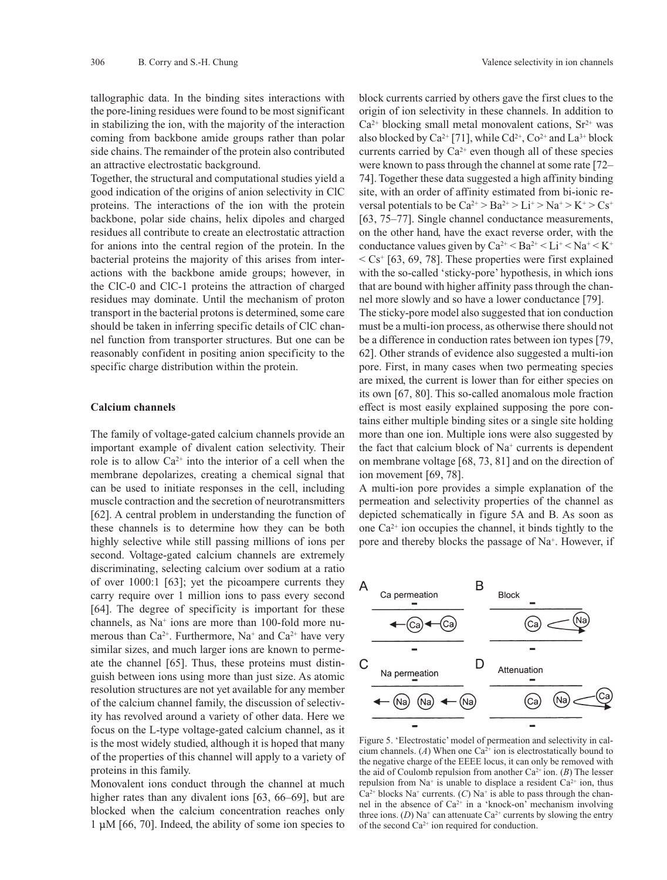tallographic data. In the binding sites interactions with the pore-lining residues were found to be most significant in stabilizing the ion, with the majority of the interaction coming from backbone amide groups rather than polar side chains. The remainder of the protein also contributed an attractive electrostatic background.

Together, the structural and computational studies yield a good indication of the origins of anion selectivity in ClC proteins. The interactions of the ion with the protein backbone, polar side chains, helix dipoles and charged residues all contribute to create an electrostatic attraction for anions into the central region of the protein. In the bacterial proteins the majority of this arises from interactions with the backbone amide groups; however, in the ClC-0 and ClC-1 proteins the attraction of charged residues may dominate. Until the mechanism of proton transport in the bacterial protons is determined, some care should be taken in inferring specific details of ClC channel function from transporter structures. But one can be reasonably confident in positing anion specificity to the specific charge distribution within the protein.

## Calcium channels

The family of voltage-gated calcium channels provide an important example of divalent cation selectivity. Their role is to allow $Ca^{2+}$ into the interior of a cell when the membrane depolarizes, creating a chemical signal that can be used to initiate responses in the cell, including muscle contraction and the secretion of neurotransmitters [62]. A central problem in understanding the function of these channels is to determine how they can be both highly selective while still passing millions of ions per second. Voltage-gated calcium channels are extremely discriminating, selecting calcium over sodium at a ratio of over 1000:1 [63]; yet the picoampere currents they carry require over 1 million ions to pass every second [64]. The degree of specificity is important for these channels, as $Na^+$ ions are more than 100-fold more numerous than $Ca^{2+}$. Furthermore, $Na^+$ and $Ca^{2+}$ have very similar sizes, and much larger ions are known to permeate the channel [65]. Thus, these proteins must distinguish between ions using more than just size. As atomic resolution structures are not yet available for any member of the calcium channel family, the discussion of selectivity has revolved around a variety of other data. Here we focus on the L-type voltage-gated calcium channel, as it is the most widely studied, although it is hoped that many of the properties of this channel will apply to a variety of proteins in this family.

Monovalent ions conduct through the channel at much higher rates than any divalent ions [63, 66–69], but are blocked when the calcium concentration reaches only 1 µM [66, 70]. Indeed, the ability of some ion species to block currents carried by others gave the first clues to the origin of ion selectivity in these channels. In addition to $Ca^{2+}$ blocking small metal monovalent cations, $Sr^{2+}$ was also blocked by $Ca^{2+}$ [71], while $Cd^{2+}$, $Co^{2+}$ and $La^{3+}$ block currents carried by $Ca^{2+}$ even though all of these species were known to pass through the channel at some rate [72–74]. Together these data suggested a high affinity binding site, with an order of affinity estimated from bi-ionic reversal potentials to be $Ca^{2+} > Ba^{2+} > Li^+ > Na^+ > K^+ > Cs^+$ [63, 75–77]. Single channel conductance measurements, on the other hand, have the exact reverse order, with the conductance values given by $Ca^{2+} < Ba^{2+} < Li^+ < Na^+ < K^+ < Cs^+$ [63, 69, 78]. These properties were first explained with the so-called 'sticky-pore' hypothesis, in which ions that are bound with higher affinity pass through the channel more slowly and so have a lower conductance [79].

The sticky-pore model also suggested that ion conduction must be a multi-ion process, as otherwise there should not be a difference in conduction rates between ion types [79, 62]. Other strands of evidence also suggested a multi-ion pore. First, in many cases when two permeating species are mixed, the current is lower than for either species on its own [67, 80]. This so-called anomalous mole fraction effect is most easily explained supposing the pore contains either multiple binding sites or a single site holding more than one ion. Multiple ions were also suggested by the fact that calcium block of $Na^+$ currents is dependent on membrane voltage [68, 73, 81] and on the direction of ion movement [69, 78].

A multi-ion pore provides a simple explanation of the permeation and selectivity properties of the channel as depicted schematically in figure 5A and B. As soon as one $Ca^{2+}$ ion occupies the channel, it binds tightly to the pore and thereby blocks the passage of $Na^+$. However, if

Figure 5. 'Electrostatic' model of permeation and selectivity in calcium channels. (*A*) When one $Ca^{2+}$ ion is electrostatically bound to the negative charge of the EEEE locus, it can only be removed with the aid of Coulomb repulsion from another $Ca^{2+}$ ion. (*B*) The lesser repulsion from $Na^+$ is unable to displace a resident $Ca^{2+}$ ion, thus $Ca^{2+}$ blocks $Na^+$ currents. (*C*) $Na^+$ is able to pass through the channel in the absence of $Ca^{2+}$ in a 'knock-on' mechanism involving three ions. (*D*) $Na^+$ can attenuate $Ca^{2+}$ currents by slowing the entry of the second $Ca^{2+}$ ion required for conduction.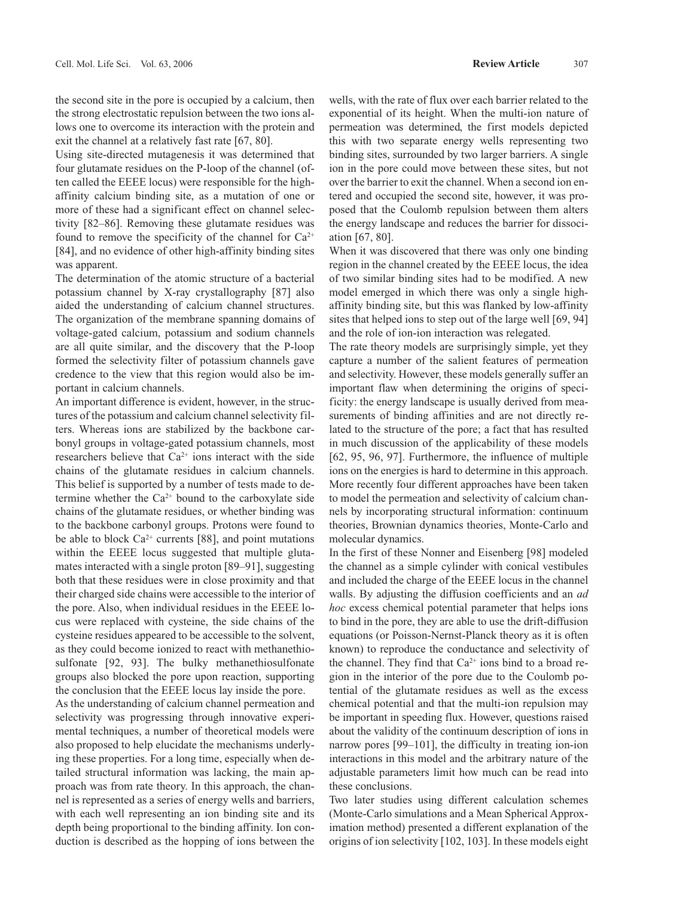the second site in the pore is occupied by a calcium, then the strong electrostatic repulsion between the two ions allows one to overcome its interaction with the protein and exit the channel at a relatively fast rate [67, 80].

Using site-directed mutagenesis it was determined that four glutamate residues on the P-loop of the channel (often called the EEEE locus) were responsible for the high-affinity calcium binding site, as a mutation of one or more of these had a significant effect on channel selectivity [82–86]. Removing these glutamate residues was found to remove the specificity of the channel for $Ca^{2+}$ [84], and no evidence of other high-affinity binding sites was apparent.

The determination of the atomic structure of a bacterial potassium channel by X-ray crystallography [87] also aided the understanding of calcium channel structures. The organization of the membrane spanning domains of voltage-gated calcium, potassium and sodium channels are all quite similar, and the discovery that the P-loop formed the selectivity filter of potassium channels gave credence to the view that this region would also be important in calcium channels.

An important difference is evident, however, in the structures of the potassium and calcium channel selectivity filters. Whereas ions are stabilized by the backbone carbonyl groups in voltage-gated potassium channels, most researchers believe that $Ca^{2+}$ ions interact with the side chains of the glutamate residues in calcium channels. This belief is supported by a number of tests made to determine whether the $Ca^{2+}$ bound to the carboxylate side chains of the glutamate residues, or whether binding was to the backbone carbonyl groups. Protons were found to be able to block $Ca^{2+}$ currents [88], and point mutations within the EEEE locus suggested that multiple glutamates interacted with a single proton [89–91], suggesting both that these residues were in close proximity and that their charged side chains were accessible to the interior of the pore. Also, when individual residues in the EEEE locus were replaced with cysteine, the side chains of the cysteine residues appeared to be accessible to the solvent, as they could become ionized to react with methanethiosulfonate [92, 93]. The bulky methanethiosulfonate groups also blocked the pore upon reaction, supporting the conclusion that the EEEE locus lay inside the pore.

As the understanding of calcium channel permeation and selectivity was progressing through innovative experimental techniques, a number of theoretical models were also proposed to help elucidate the mechanisms underlying these properties. For a long time, especially when detailed structural information was lacking, the main approach was from rate theory. In this approach, the channel is represented as a series of energy wells and barriers, with each well representing an ion binding site and its depth being proportional to the binding affinity. Ion conduction is described as the hopping of ions between the wells, with the rate of flux over each barrier related to the exponential of its height. When the multi-ion nature of permeation was determined, the first models depicted this with two separate energy wells representing two binding sites, surrounded by two larger barriers. A single ion in the pore could move between these sites, but not over the barrier to exit the channel. When a second ion entered and occupied the second site, however, it was proposed that the Coulomb repulsion between them alters the energy landscape and reduces the barrier for dissociation [67, 80].

When it was discovered that there was only one binding region in the channel created by the EEEE locus, the idea of two similar binding sites had to be modified. A new model emerged in which there was only a single high-affinity binding site, but this was flanked by low-affinity sites that helped ions to step out of the large well [69, 94] and the role of ion-ion interaction was relegated.

The rate theory models are surprisingly simple, yet they capture a number of the salient features of permeation and selectivity. However, these models generally suffer an important flaw when determining the origins of specificity: the energy landscape is usually derived from measurements of binding affinities and are not directly related to the structure of the pore; a fact that has resulted in much discussion of the applicability of these models [62, 95, 96, 97]. Furthermore, the influence of multiple ions on the energies is hard to determine in this approach. More recently four different approaches have been taken to model the permeation and selectivity of calcium channels by incorporating structural information: continuum theories, Brownian dynamics theories, Monte-Carlo and molecular dynamics.

In the first of these Nonner and Eisenberg [98] modeled the channel as a simple cylinder with conical vestibules and included the charge of the EEEE locus in the channel walls. By adjusting the diffusion coefficients and an *ad hoc* excess chemical potential parameter that helps ions to bind in the pore, they are able to use the drift-diffusion equations (or Poisson-Nernst-Planck theory as it is often known) to reproduce the conductance and selectivity of the channel. They find that $Ca^{2+}$ ions bind to a broad region in the interior of the pore due to the Coulomb potential of the glutamate residues as well as the excess chemical potential and that the multi-ion repulsion may be important in speeding flux. However, questions raised about the validity of the continuum description of ions in narrow pores [99–101], the difficulty in treating ion-ion interactions in this model and the arbitrary nature of the adjustable parameters limit how much can be read into these conclusions.

Two later studies using different calculation schemes (Monte-Carlo simulations and a Mean Spherical Approximation method) presented a different explanation of the origins of ion selectivity [102, 103]. In these models eight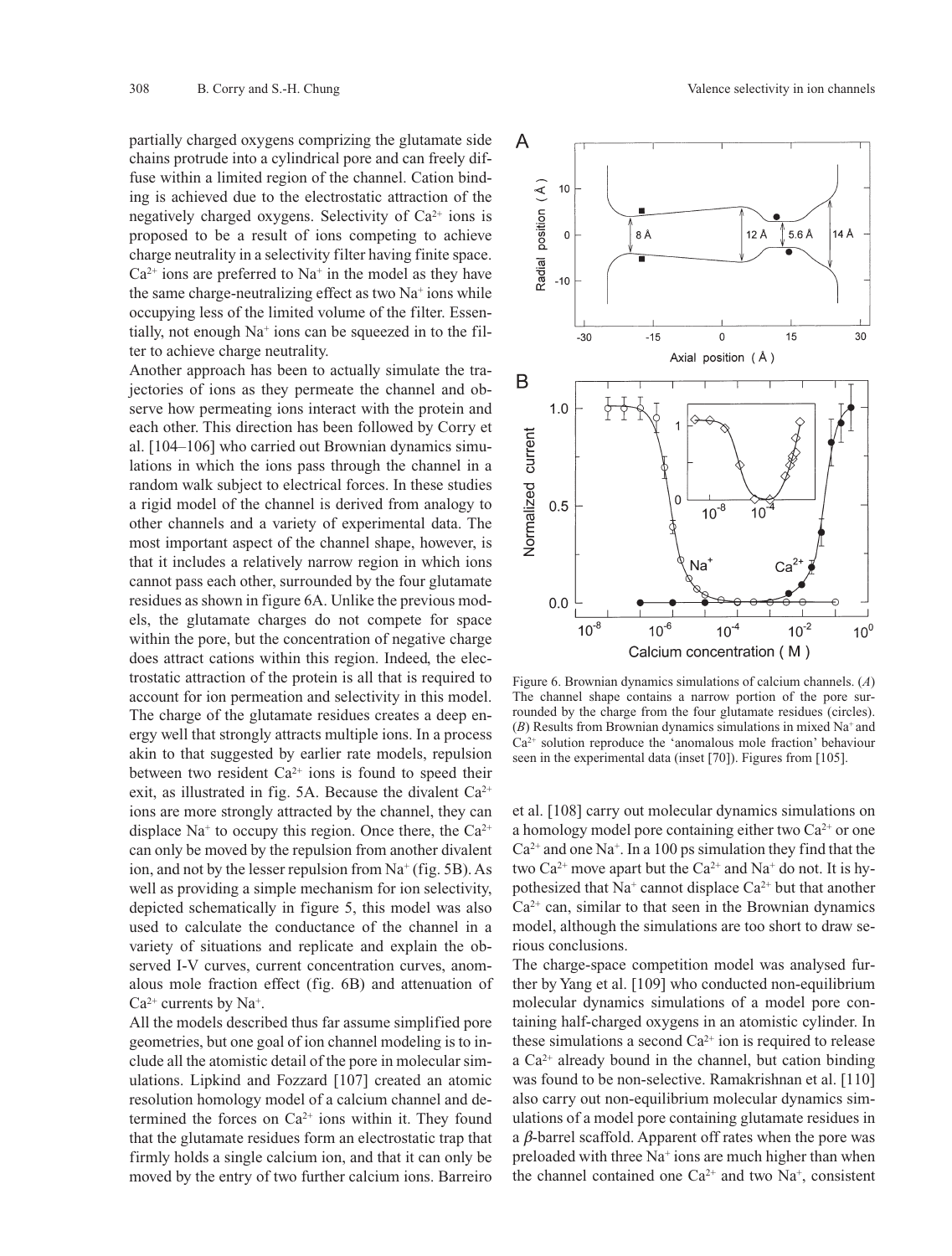partially charged oxygens comprizing the glutamate side chains protrude into a cylindrical pore and can freely diffuse within a limited region of the channel. Cation binding is achieved due to the electrostatic attraction of the negatively charged oxygens. Selectivity of $Ca^{2+}$ ions is proposed to be a result of ions competing to achieve charge neutrality in a selectivity filter having finite space. $Ca^{2+}$ ions are preferred to $Na^{+}$ in the model as they have the same charge-neutralizing effect as two $Na^{+}$ ions while occupying less of the limited volume of the filter. Essentially, not enough $Na^{+}$ ions can be squeezed in to the filter to achieve charge neutrality.

Another approach has been to actually simulate the trajectories of ions as they permeate the channel and observe how permeating ions interact with the protein and each other. This direction has been followed by Corry et al. [104–106] who carried out Brownian dynamics simulations in which the ions pass through the channel in a random walk subject to electrical forces. In these studies a rigid model of the channel is derived from analogy to other channels and a variety of experimental data. The most important aspect of the channel shape, however, is that it includes a relatively narrow region in which ions cannot pass each other, surrounded by the four glutamate residues as shown in figure 6A. Unlike the previous models, the glutamate charges do not compete for space within the pore, but the concentration of negative charge does attract cations within this region. Indeed, the electrostatic attraction of the protein is all that is required to account for ion permeation and selectivity in this model. The charge of the glutamate residues creates a deep energy well that strongly attracts multiple ions. In a process akin to that suggested by earlier rate models, repulsion between two resident $Ca^{2+}$ ions is found to speed their exit, as illustrated in fig. 5A. Because the divalent $Ca^{2+}$ ions are more strongly attracted by the channel, they can displace $Na^{+}$ to occupy this region. Once there, the $Ca^{2+}$ can only be moved by the repulsion from another divalent ion, and not by the lesser repulsion from $Na^{+}$ (fig. 5B). As well as providing a simple mechanism for ion selectivity, depicted schematically in figure 5, this model was also used to calculate the conductance of the channel in a variety of situations and replicate and explain the observed I-V curves, current concentration curves, anomalous mole fraction effect (fig. 6B) and attenuation of $Ca^{2+}$ currents by $Na^{+}$.

All the models described thus far assume simplified pore geometries, but one goal of ion channel modeling is to include all the atomistic detail of the pore in molecular simulations. Lipkind and Fozzard [107] created an atomic resolution homology model of a calcium channel and determined the forces on $Ca^{2+}$ ions within it. They found that the glutamate residues form an electrostatic trap that firmly holds a single calcium ion, and that it can only be moved by the entry of two further calcium ions. Barreiro et al. [108] carry out molecular dynamics simulations on a homology model pore containing either two $Ca^{2+}$ or one $Ca^{2+}$ and one $Na^{+}$. In a 100 ps simulation they find that the two $Ca^{2+}$ move apart but the $Ca^{2+}$ and $Na^{+}$ do not. It is hypothesized that $Na^{+}$ cannot displace $Ca^{2+}$ but that another $Ca^{2+}$ can, similar to that seen in the Brownian dynamics model, although the simulations are too short to draw serious conclusions.

Figure 6. Brownian dynamics simulations of calcium channels. (*A*) The channel shape contains a narrow portion of the pore surrounded by the charge from the four glutamate residues (circles). (*B*) Results from Brownian dynamics simulations in mixed $Na^{+}$ and $Ca^{2+}$ solution reproduce the 'anomalous mole fraction' behaviour seen in the experimental data (inset [70]). Figures from [105].

The charge-space competition model was analysed further by Yang et al. [109] who conducted non-equilibrium molecular dynamics simulations of a model pore containing half-charged oxygens in an atomistic cylinder. In these simulations a second $Ca^{2+}$ ion is required to release a $Ca^{2+}$ already bound in the channel, but cation binding was found to be non-selective. Ramakrishnan et al. [110] also carry out non-equilibrium molecular dynamics simulations of a model pore containing glutamate residues in a $\beta$-barrel scaffold. Apparent off rates when the pore was preloaded with three $Na^{+}$ ions are much higher than when the channel contained one $Ca^{2+}$ and two $Na^{+}$, consistent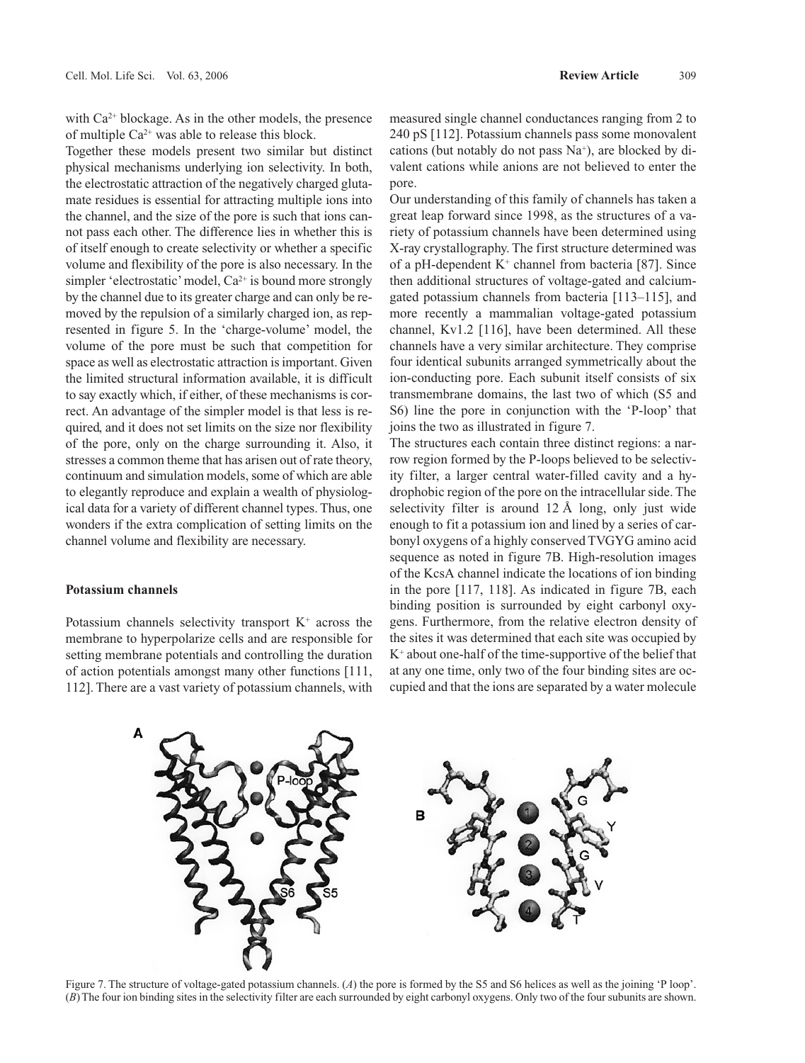with $Ca^{2+}$ blockage. As in the other models, the presence of multiple $Ca^{2+}$ was able to release this block.

Together these models present two similar but distinct physical mechanisms underlying ion selectivity. In both, the electrostatic attraction of the negatively charged glutamate residues is essential for attracting multiple ions into the channel, and the size of the pore is such that ions cannot pass each other. The difference lies in whether this is of itself enough to create selectivity or whether a specific volume and flexibility of the pore is also necessary. In the simpler 'electrostatic' model, $Ca^{2+}$ is bound more strongly by the channel due to its greater charge and can only be removed by the repulsion of a similarly charged ion, as represented in figure 5. In the 'charge-volume' model, the volume of the pore must be such that competition for space as well as electrostatic attraction is important. Given the limited structural information available, it is difficult to say exactly which, if either, of these mechanisms is correct. An advantage of the simpler model is that less is required, and it does not set limits on the size nor flexibility of the pore, only on the charge surrounding it. Also, it stresses a common theme that has arisen out of rate theory, continuum and simulation models, some of which are able to elegantly reproduce and explain a wealth of physiological data for a variety of different channel types. Thus, one wonders if the extra complication of setting limits on the channel volume and flexibility are necessary.

## Potassium channels

Potassium channels selectivity transport $K^+$ across the membrane to hyperpolarize cells and are responsible for setting membrane potentials and controlling the duration of action potentials amongst many other functions [111, 112]. There are a vast variety of potassium channels, with measured single channel conductances ranging from 2 to 240 pS [112]. Potassium channels pass some monovalent cations (but notably do not pass $Na^+$), are blocked by divalent cations while anions are not believed to enter the pore.

Our understanding of this family of channels has taken a great leap forward since 1998, as the structures of a variety of potassium channels have been determined using X-ray crystallography. The first structure determined was of a pH-dependent $K^+$ channel from bacteria [87]. Since then additional structures of voltage-gated and calcium-gated potassium channels from bacteria [113–115], and more recently a mammalian voltage-gated potassium channel, Kv1.2 [116], have been determined. All these channels have a very similar architecture. They comprise four identical subunits arranged symmetrically about the ion-conducting pore. Each subunit itself consists of six transmembrane domains, the last two of which (S5 and S6) line the pore in conjunction with the 'P-loop' that joins the two as illustrated in figure 7.

The structures each contain three distinct regions: a narrow region formed by the P-loops believed to be selectivity filter, a larger central water-filled cavity and a hydrophobic region of the pore on the intracellular side. The selectivity filter is around 12 Å long, only just wide enough to fit a potassium ion and lined by a series of carbonyl oxygens of a highly conserved TVGYG amino acid sequence as noted in figure 7B. High-resolution images of the KcsA channel indicate the locations of ion binding in the pore [117, 118]. As indicated in figure 7B, each binding position is surrounded by eight carbonyl oxygens. Furthermore, from the relative electron density of the sites it was determined that each site was occupied by $K^+$ about one-half of the time-supportive of the belief that at any one time, only two of the four binding sites are occupied and that the ions are separated by a water molecule

Figure 7. The structure of voltage-gated potassium channels. (*A*) the pore is formed by the S5 and S6 helices as well as the joining 'P loop'. (*B*) The four ion binding sites in the selectivity filter are each surrounded by eight carbonyl oxygens. Only two of the four subunits are shown.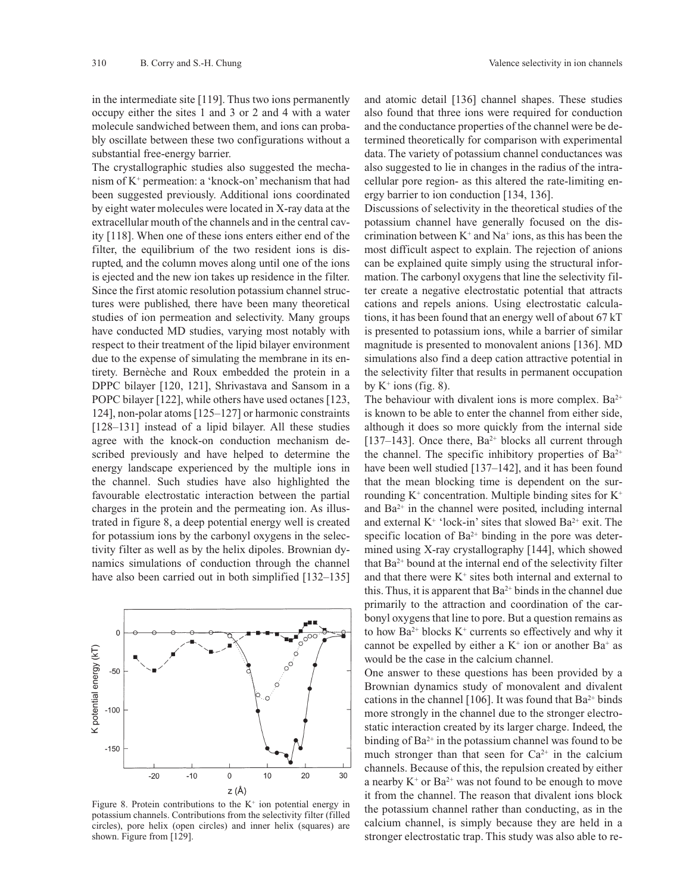in the intermediate site [119]. Thus two ions permanently occupy either the sites 1 and 3 or 2 and 4 with a water molecule sandwiched between them, and ions can probably oscillate between these two configurations without a substantial free-energy barrier.

The crystallographic studies also suggested the mechanism of $K^+$ permeation: a 'knock-on' mechanism that had been suggested previously. Additional ions coordinated by eight water molecules were located in X-ray data at the extracellular mouth of the channels and in the central cavity [118]. When one of these ions enters either end of the filter, the equilibrium of the two resident ions is disrupted, and the column moves along until one of the ions is ejected and the new ion takes up residence in the filter. Since the first atomic resolution potassium channel structures were published, there have been many theoretical studies of ion permeation and selectivity. Many groups have conducted MD studies, varying most notably with respect to their treatment of the lipid bilayer environment due to the expense of simulating the membrane in its entirety. Bernèche and Roux embedded the protein in a DPPC bilayer [120, 121], Shrivastava and Sansom in a POPC bilayer [122], while others have used octanes [123, 124], non-polar atoms [125–127] or harmonic constraints [128–131] instead of a lipid bilayer. All these studies agree with the knock-on conduction mechanism described previously and have helped to determine the energy landscape experienced by the multiple ions in the channel. Such studies have also highlighted the favourable electrostatic interaction between the partial charges in the protein and the permeating ion. As illustrated in figure 8, a deep potential energy well is created for potassium ions by the carbonyl oxygens in the selectivity filter as well as by the helix dipoles. Brownian dynamics simulations of conduction through the channel have also been carried out in both simplified [132–135] and atomic detail [136] channel shapes. These studies also found that three ions were required for conduction and the conductance properties of the channel were be determined theoretically for comparison with experimental data. The variety of potassium channel conductances was also suggested to lie in changes in the radius of the intracellular pore region- as this altered the rate-limiting energy barrier to ion conduction [134, 136].

Figure 8. Protein contributions to the $K^+$ ion potential energy in potassium channels. Contributions from the selectivity filter (filled circles), pore helix (open circles) and inner helix (squares) are shown. Figure from [129].

Discussions of selectivity in the theoretical studies of the potassium channel have generally focused on the discrimination between $K^+$ and $Na^+$ ions, as this has been the most difficult aspect to explain. The rejection of anions can be explained quite simply using the structural information. The carbonyl oxygens that line the selectivity filter create a negative electrostatic potential that attracts cations and repels anions. Using electrostatic calculations, it has been found that an energy well of about 67 kT is presented to potassium ions, while a barrier of similar magnitude is presented to monovalent anions [136]. MD simulations also find a deep cation attractive potential in the selectivity filter that results in permanent occupation by $K^+$ ions (fig. 8).

The behaviour with divalent ions is more complex. $Ba^{2+}$ is known to be able to enter the channel from either side, although it does so more quickly from the internal side [137–143]. Once there, $Ba^{2+}$ blocks all current through the channel. The specific inhibitory properties of $Ba^{2+}$ have been well studied [137–142], and it has been found that the mean blocking time is dependent on the surrounding $K^+$ concentration. Multiple binding sites for $K^+$ and $Ba^{2+}$ in the channel were posited, including internal and external $K^+$ 'lock-in' sites that slowed $Ba^{2+}$ exit. The specific location of $Ba^{2+}$ binding in the pore was determined using X-ray crystallography [144], which showed that $Ba^{2+}$ bound at the internal end of the selectivity filter and that there were $K^+$ sites both internal and external to this. Thus, it is apparent that $Ba^{2+}$ binds in the channel due primarily to the attraction and coordination of the carbonyl oxygens that line to pore. But a question remains as to how $Ba^{2+}$ blocks $K^+$ currents so effectively and why it cannot be expelled by either a $K^+$ ion or another $Ba^+$ as would be the case in the calcium channel.

One answer to these questions has been provided by a Brownian dynamics study of monovalent and divalent cations in the channel [106]. It was found that $Ba^{2+}$ binds more strongly in the channel due to the stronger electrostatic interaction created by its larger charge. Indeed, the binding of $Ba^{2+}$ in the potassium channel was found to be much stronger than that seen for $Ca^{2+}$ in the calcium channels. Because of this, the repulsion created by either a nearby $K^+$ or $Ba^{2+}$ was not found to be enough to move it from the channel. The reason that divalent ions block the potassium channel rather than conducting, as in the calcium channel, is simply because they are held in a stronger electrostatic trap. This study was also able to re-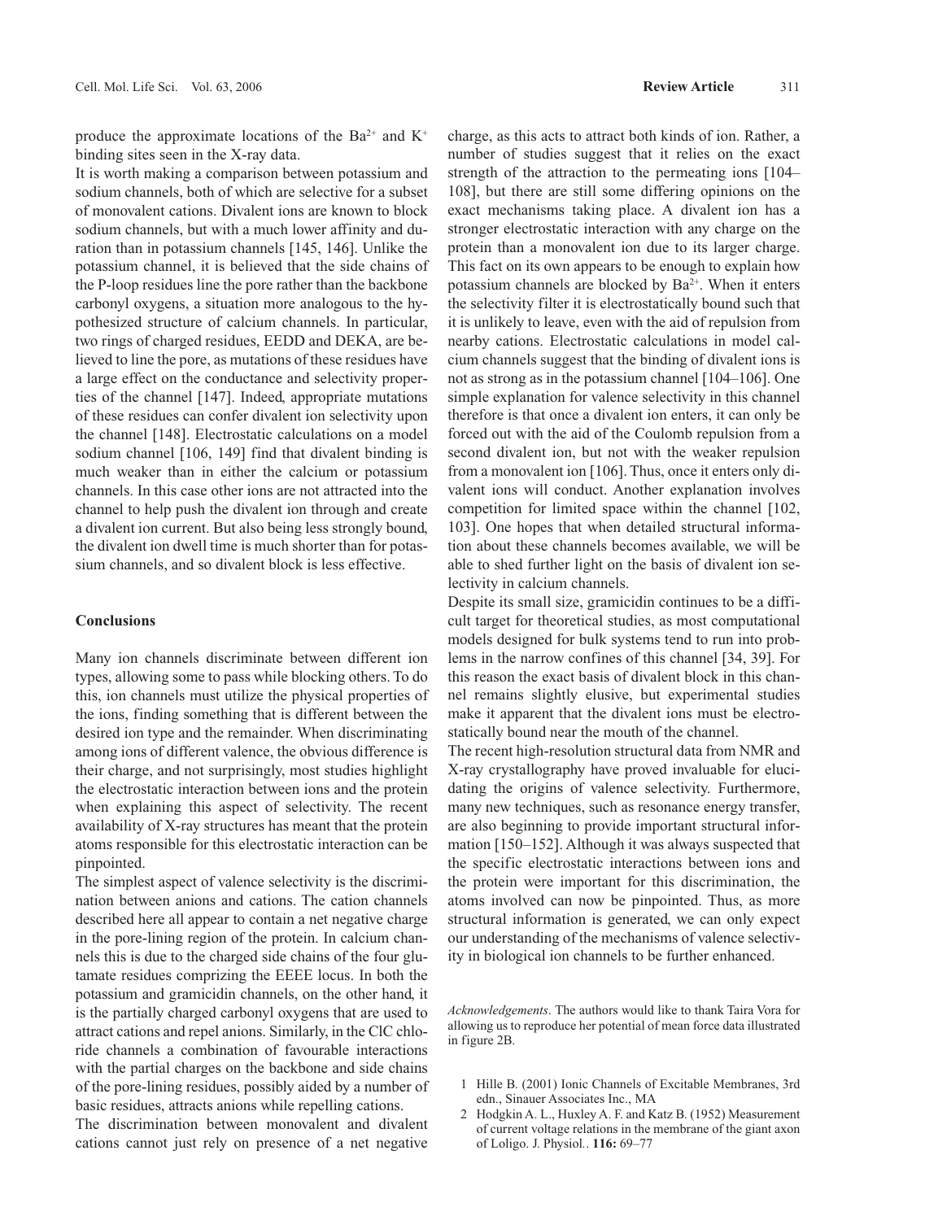produce the approximate locations of the $Ba^{2+}$ and $K^+$ binding sites seen in the X-ray data.

It is worth making a comparison between potassium and sodium channels, both of which are selective for a subset of monovalent cations. Divalent ions are known to block sodium channels, but with a much lower affinity and duration than in potassium channels [145, 146]. Unlike the potassium channel, it is believed that the side chains of the P-loop residues line the pore rather than the backbone carbonyl oxygens, a situation more analogous to the hypothesized structure of calcium channels. In particular, two rings of charged residues, EEDD and DEKA, are believed to line the pore, as mutations of these residues have a large effect on the conductance and selectivity properties of the channel [147]. Indeed, appropriate mutations of these residues can confer divalent ion selectivity upon the channel [148]. Electrostatic calculations on a model sodium channel [106, 149] find that divalent binding is much weaker than in either the calcium or potassium channels. In this case other ions are not attracted into the channel to help push the divalent ion through and create a divalent ion current. But also being less strongly bound, the divalent ion dwell time is much shorter than for potassium channels, and so divalent block is less effective.

## Conclusions

Many ion channels discriminate between different ion types, allowing some to pass while blocking others. To do this, ion channels must utilize the physical properties of the ions, finding something that is different between the desired ion type and the remainder. When discriminating among ions of different valence, the obvious difference is their charge, and not surprisingly, most studies highlight the electrostatic interaction between ions and the protein when explaining this aspect of selectivity. The recent availability of X-ray structures has meant that the protein atoms responsible for this electrostatic interaction can be pinpointed.

The simplest aspect of valence selectivity is the discrimination between anions and cations. The cation channels described here all appear to contain a net negative charge in the pore-lining region of the protein. In calcium channels this is due to the charged side chains of the four glutamate residues comprizing the EEEE locus. In both the potassium and gramicidin channels, on the other hand, it is the partially charged carbonyl oxygens that are used to attract cations and repel anions. Similarly, in the ClC chloride channels a combination of favourable interactions with the partial charges on the backbone and side chains of the pore-lining residues, possibly aided by a number of basic residues, attracts anions while repelling cations.

The discrimination between monovalent and divalent cations cannot just rely on presence of a net negative charge, as this acts to attract both kinds of ion. Rather, a number of studies suggest that it relies on the exact strength of the attraction to the permeating ions [104–108], but there are still some differing opinions on the exact mechanisms taking place. A divalent ion has a stronger electrostatic interaction with any charge on the protein than a monovalent ion due to its larger charge. This fact on its own appears to be enough to explain how potassium channels are blocked by $Ba^{2+}$. When it enters the selectivity filter it is electrostatically bound such that it is unlikely to leave, even with the aid of repulsion from nearby cations. Electrostatic calculations in model calcium channels suggest that the binding of divalent ions is not as strong as in the potassium channel [104–106]. One simple explanation for valence selectivity in this channel therefore is that once a divalent ion enters, it can only be forced out with the aid of the Coulomb repulsion from a second divalent ion, but not with the weaker repulsion from a monovalent ion [106]. Thus, once it enters only divalent ions will conduct. Another explanation involves competition for limited space within the channel [102, 103]. One hopes that when detailed structural information about these channels becomes available, we will be able to shed further light on the basis of divalent ion selectivity in calcium channels.

Despite its small size, gramicidin continues to be a difficult target for theoretical studies, as most computational models designed for bulk systems tend to run into problems in the narrow confines of this channel [34, 39]. For this reason the exact basis of divalent block in this channel remains slightly elusive, but experimental studies make it apparent that the divalent ions must be electrostatically bound near the mouth of the channel.

The recent high-resolution structural data from NMR and X-ray crystallography have proved invaluable for elucidating the origins of valence selectivity. Furthermore, many new techniques, such as resonance energy transfer, are also beginning to provide important structural information [150–152]. Although it was always suspected that the specific electrostatic interactions between ions and the protein were important for this discrimination, the atoms involved can now be pinpointed. Thus, as more structural information is generated, we can only expect our understanding of the mechanisms of valence selectivity in biological ion channels to be further enhanced.

*Acknowledgements*. The authors would like to thank Taira Vora for allowing us to reproduce her potential of mean force data illustrated in figure 2B.

1 Hille B. (2001) Ionic Channels of Excitable Membranes, 3rd edn., Sinauer Associates Inc., MA

2 Hodgkin A. L., Huxley A. F. and Katz B. (1952) Measurement of current voltage relations in the membrane of the giant axon of Loligo. J. Physiol.. **116:** 69–77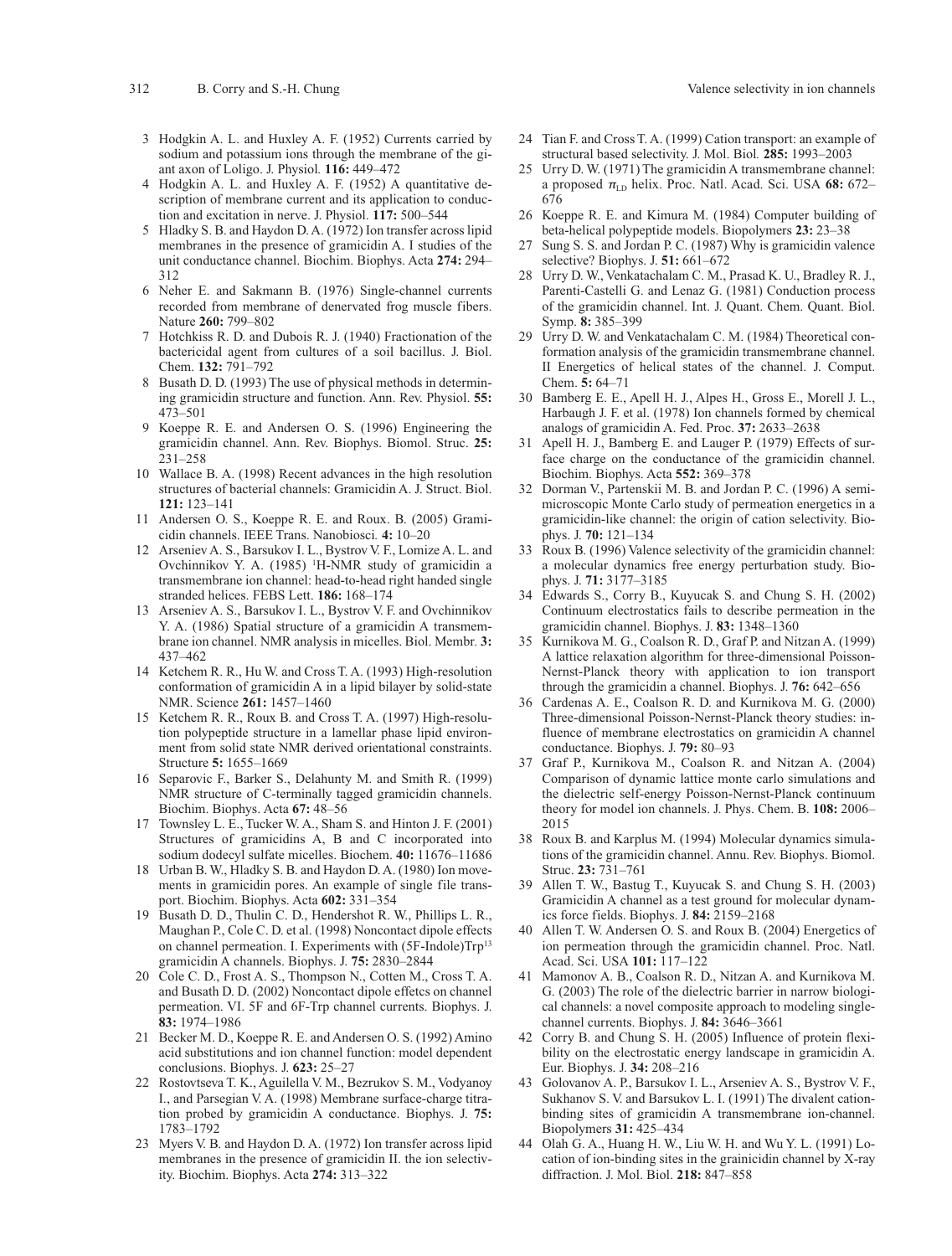3 Hodgkin A. L. and Huxley A. F. (1952) Currents carried by sodium and potassium ions through the membrane of the giant axon of Loligo. J. Physiol. **116:** 449–472

4 Hodgkin A. L. and Huxley A. F. (1952) A quantitative description of membrane current and its application to conduction and excitation in nerve. J. Physiol. **117:** 500–544

5 Hladky S. B. and Haydon D. A. (1972) Ion transfer across lipid membranes in the presence of gramicidin A. I studies of the unit conductance channel. Biochim. Biophys. Acta **274:** 294–312

6 Neher E. and Sakmann B. (1976) Single-channel currents recorded from membrane of denervated frog muscle fibers. Nature **260:** 799–802

7 Hotchkiss R. D. and Dubois R. J. (1940) Fractionation of the bactericidal agent from cultures of a soil bacillus. J. Biol. Chem. **132:** 791–792

8 Busath D. D. (1993) The use of physical methods in determining gramicidin structure and function. Ann. Rev. Physiol. **55:** 473–501

9 Koeppe R. E. and Andersen O. S. (1996) Engineering the gramicidin channel. Ann. Rev. Biophys. Biomol. Struc. **25:** 231–258

10 Wallace B. A. (1998) Recent advances in the high resolution structures of bacterial channels: Gramicidin A. J. Struct. Biol. **121:** 123–141

11 Andersen O. S., Koeppe R. E. and Roux. B. (2005) Gramicidin channels. IEEE Trans. Nanobiosci. **4:** 10–20

12 Arseniev A. S., Barsukov I. L., Bystrov V. F., Lomize A. L. and Ovchinnikov Y. A. (1985) [1]H-NMR study of gramicidin a transmembrane ion channel: head-to-head right handed single stranded helices. FEBS Lett. **186:** 168–174

13 Arseniev A. S., Barsukov I. L., Bystrov V. F. and Ovchinnikov Y. A. (1986) Spatial structure of a gramicidin A transmembrane ion channel. NMR analysis in micelles. Biol. Membr. **3:** 437–462

14 Ketchem R. R., Hu W. and Cross T. A. (1993) High-resolution conformation of gramicidin A in a lipid bilayer by solid-state NMR. Science **261:** 1457–1460

15 Ketchem R. R., Roux B. and Cross T. A. (1997) High-resolution polypeptide structure in a lamellar phase lipid environment from solid state NMR derived orientational constraints. Structure **5:** 1655–1669

16 Separovic F., Barker S., Delahunty M. and Smith R. (1999) NMR structure of C-terminally tagged gramicidin channels. Biochim. Biophys. Acta **67:** 48–56

17 Townsley L. E., Tucker W. A., Sham S. and Hinton J. F. (2001) Structures of gramicidins A, B and C incorporated into sodium dodecyl sulfate micelles. Biochem. **40:** 11676–11686

18 Urban B. W., Hladky S. B. and Haydon D. A. (1980) Ion movements in gramicidin pores. An example of single file transport. Biochim. Biophys. Acta **602:** 331–354

19 Busath D. D., Thulin C. D., Hendershot R. W., Phillips L. R., Maughan P., Cole C. D. et al. (1998) Noncontact dipole effects on channel permeation. I. Experiments with (5F-Indole)Trp[13] gramicidin A channels. Biophys. J. **75:** 2830–2844

20 Cole C. D., Frost A. S., Thompson N., Cotten M., Cross T. A. and Busath D. D. (2002) Noncontact dipole effetcs on channel permeation. VI. 5F and 6F-Trp channel currents. Biophys. J. **83:** 1974–1986

21 Becker M. D., Koeppe R. E. and Andersen O. S. (1992) Amino acid substitutions and ion channel function: model dependent conclusions. Biophys. J. **623:** 25–27

22 Rostovtseva T. K., Aguilella V. M., Bezrukov S. M., Vodyanoy I., and Parsegian V. A. (1998) Membrane surface-charge titration probed by gramicidin A conductance. Biophys. J. **75:** 1783–1792

23 Myers V. B. and Haydon D. A. (1972) Ion transfer across lipid membranes in the presence of gramicidin II. the ion selectivity. Biochim. Biophys. Acta **274:** 313–322

24 Tian F. and Cross T. A. (1999) Cation transport: an example of structural based selectivity. J. Mol. Biol. **285:** 1993–2003

25 Urry D. W. (1971) The gramicidin A transmembrane channel: a proposed $\pi_{LD}$ helix. Proc. Natl. Acad. Sci. USA **68:** 672–676

26 Koeppe R. E. and Kimura M. (1984) Computer building of beta-helical polypeptide models. Biopolymers **23:** 23–38

27 Sung S. S. and Jordan P. C. (1987) Why is gramicidin valence selective? Biophys. J. **51:** 661–672

28 Urry D. W., Venkatachalam C. M., Prasad K. U., Bradley R. J., Parenti-Castelli G. and Lenaz G. (1981) Conduction process of the gramicidin channel. Int. J. Quant. Chem. Quant. Biol. Symp. **8:** 385–399

29 Urry D. W. and Venkatachalam C. M. (1984) Theoretical conformation analysis of the gramicidin transmembrane channel. II Energetics of helical states of the channel. J. Comput. Chem. **5:** 64–71

30 Bamberg E. E., Apell H. J., Alpes H., Gross E., Morell J. L., Harbaugh J. F. et al. (1978) Ion channels formed by chemical analogs of gramicidin A. Fed. Proc. **37:** 2633–2638

31 Apell H. J., Bamberg E. and Lauger P. (1979) Effects of surface charge on the conductance of the gramicidin channel. Biochim. Biophys. Acta **552:** 369–378

32 Dorman V., Partenskii M. B. and Jordan P. C. (1996) A semi-microscopic Monte Carlo study of permeation energetics in a gramicidin-like channel: the origin of cation selectivity. Biophys. J. **70:** 121–134

33 Roux B. (1996) Valence selectivity of the gramicidin channel: a molecular dynamics free energy perturbation study. Biophys. J. **71:** 3177–3185

34 Edwards S., Corry B., Kuyucak S. and Chung S. H. (2002) Continuum electrostatics fails to describe permeation in the gramicidin channel. Biophys. J. **83:** 1348–1360

35 Kurnikova M. G., Coalson R. D., Graf P. and Nitzan A. (1999) A lattice relaxation algorithm for three-dimensional Poisson-Nernst-Planck theory with application to ion transport through the gramicidin a channel. Biophys. J. **76:** 642–656

36 Cardenas A. E., Coalson R. D. and Kurnikova M. G. (2000) Three-dimensional Poisson-Nernst-Planck theory studies: influence of membrane electrostatics on gramicidin A channel conductance. Biophys. J. **79:** 80–93

37 Graf P., Kurnikova M., Coalson R. and Nitzan A. (2004) Comparison of dynamic lattice monte carlo simulations and the dielectric self-energy Poisson-Nernst-Planck continuum theory for model ion channels. J. Phys. Chem. B. **108:** 2006–2015

38 Roux B. and Karplus M. (1994) Molecular dynamics simulations of the gramicidin channel. Annu. Rev. Biophys. Biomol. Struc. **23:** 731–761

39 Allen T. W., Bastug T., Kuyucak S. and Chung S. H. (2003) Gramicidin A channel as a test ground for molecular dynamics force fields. Biophys. J. **84:** 2159–2168

40 Allen T. W. Andersen O. S. and Roux B. (2004) Energetics of ion permeation through the gramicidin channel. Proc. Natl. Acad. Sci. USA **101:** 117–122

41 Mamonov A. B., Coalson R. D., Nitzan A. and Kurnikova M. G. (2003) The role of the dielectric barrier in narrow biological channels: a novel composite approach to modeling single-channel currents. Biophys. J. **84:** 3646–3661

42 Corry B. and Chung S. H. (2005) Influence of protein flexibility on the electrostatic energy landscape in gramicidin A. Eur. Biophys. J. **34:** 208–216

43 Golovanov A. P., Barsukov I. L., Arseniev A. S., Bystrov V. F., Sukhanov S. V. and Barsukov L. I. (1991) The divalent cation-binding sites of gramicidin A transmembrane ion-channel. Biopolymers **31:** 425–434

44 Olah G. A., Huang H. W., Liu W. H. and Wu Y. L. (1991) Location of ion-binding sites in the graiicidin channel by X-ray diffraction. J. Mol. Biol. **218:** 847–858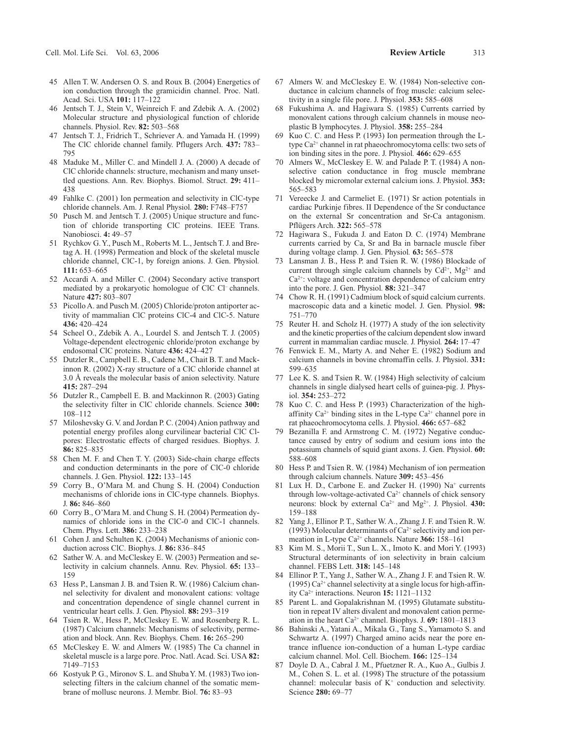45 Allen T. W. Andersen O. S. and Roux B. (2004) Energetics of ion conduction through the gramicidin channel. Proc. Natl. Acad. Sci. USA **101:** 117–122

46 Jentsch T. J., Stein V., Weinreich F. and Zdebik A. A. (2002) Molecular structure and physiological function of chloride channels. Physiol. Rev. **82:** 503–568

47 Jentsch T. J., Fridrich T., Schriever A. and Yamada H. (1999) The ClC chloride channel family. Pflugers Arch. **437:** 783–795

48 Maduke M., Miller C. and Mindell J. A. (2000) A decade of ClC chloride channels: structure, mechanism and many unsettled questions. Ann. Rev. Biophys. Biomol. Struct. **29:** 411–438

49 Fahlke C. (2001) Ion permeation and selectivity in ClC-type chloride channels. Am. J. Renal Physiol. **280:** F748–F757

50 Pusch M. and Jentsch T. J. (2005) Unique structure and function of chloride transporting ClC proteins. IEEE Trans. Nanobiosci. **4:** 49–57

51 Rychkov G. Y., Pusch M., Roberts M. L., Jentsch T. J. and Bretag A. H. (1998) Permeation and block of the skeletal muscle chloride channel, ClC-1, by foreign anions. J. Gen. Physiol. **111:** 653–665

52 Accardi A. and Miller C. (2004) Secondary active transport mediated by a prokaryotic homologue of ClC $Cl^-$ channels. Nature **427:** 803–807

53 Picollo A. and Pusch M. (2005) Chloride/proton antiporter activity of mammalian ClC proteins ClC-4 and ClC-5. Nature **436:** 420–424

54 Scheel O., Zdebik A. A., Lourdel S. and Jentsch T. J. (2005) Voltage-dependent electrogenic chloride/proton exchange by endosomal ClC proteins. Nature **436:** 424–427

55 Dutzler R., Campbell E. B., Cadene M., Chait B. T. and Mackinnon R. (2002) X-ray structure of a ClC chloride channel at 3.0 Å reveals the molecular basis of anion selectivity. Nature **415:** 287–294

56 Dutzler R., Campbell E. B. and Mackinnon R. (2003) Gating the selectivity filter in ClC chloride channels. Science **300:** 108–112

57 Miloshevsky G. V. and Jordan P. C. (2004) Anion pathway and potential energy profiles along curvilinear bacterial ClC Cl-pores: Electrostatic effects of charged residues. Biophys. J. **86:** 825–835

58 Chen M. F. and Chen T. Y. (2003) Side-chain charge effects and conduction determinants in the pore of ClC-0 chloride channels. J. Gen. Physiol. **122:** 133–145

59 Corry B., O'Mara M. and Chung S. H. (2004) Conduction mechanisms of chloride ions in ClC-type channels. Biophys. J. **86:** 846–860

60 Corry B., O'Mara M. and Chung S. H. (2004) Permeation dynamics of chloride ions in the ClC-0 and ClC-1 channels. Chem. Phys. Lett. **386:** 233–238

61 Cohen J. and Schulten K. (2004) Mechanisms of anionic conduction across ClC. Biophys. J. **86:** 836–845

62 Sather W. A. and McCleskey E. W. (2003) Permeation and selectivity in calcium channels. Annu. Rev. Physiol. **65:** 133–159

63 Hess P., Lansman J. B. and Tsien R. W. (1986) Calcium channel selectivity for divalent and monovalent cations: voltage and concentration dependence of single channel current in ventricular heart cells. J. Gen. Physiol. **88:** 293–319

64 Tsien R. W., Hess P., McCleskey E. W. and Rosenberg R. L. (1987) Calcium channels: Mechanisms of selectivity, permeation and block. Ann. Rev. Biophys. Chem. **16:** 265–290

65 McCleskey E. W. and Almers W. (1985) The Ca channel in skeletal muscle is a large pore. Proc. Natl. Acad. Sci. USA **82:** 7149–7153

66 Kostyuk P. G., Mironov S. L. and Shuba Y. M. (1983) Two ion-selecting filters in the calcium channel of the somatic membrane of mollusc neurons. J. Membr. Biol. **76:** 83–93

67 Almers W. and McCleskey E. W. (1984) Non-selective conductance in calcium channels of frog muscle: calcium selectivity in a single file pore. J. Physiol. **353:** 585–608

68 Fukushima A. and Hagiwara S. (1985) Currents carried by monovalent cations through calcium channels in mouse neoplastic B lymphocytes. J. Physiol. **358:** 255–284

69 Kuo C. C. and Hess P. (1993) Ion permeation through the L-type $Ca^{2+}$ channel in rat phaeochromocytoma cells: two sets of ion binding sites in the pore. J. Physiol. **466:** 629–655

70 Almers W., McCleskey E. W. and Palade P. T. (1984) A non-selective cation conductance in frog muscle membrane blocked by micromolar external calcium ions. J. Physiol. **353:** 565–583

71 Vereecke J. and Carmeliet E. (1971) Sr action potentials in cardiac Purkinje fibres. II Dependence of the Sr conductance on the external Sr concentration and Sr-Ca antagonism. Pflügers Arch. **322:** 565–578

72 Hagiwara S., Fukuda J. and Eaton D. C. (1974) Membrane currents carried by Ca, Sr and Ba in barnacle muscle fiber during voltage clamp. J. Gen. Physiol. **63:** 565–578

73 Lansman J. B., Hess P. and Tsien R. W. (1986) Blockade of current through single calcium channels by $Cd^{2+}$, $Mg^{2+}$ and $Ca^{2+}$: voltage and concentration dependence of calcium entry into the pore. J. Gen. Physiol. **88:** 321–347

74 Chow R. H. (1991) Cadmium block of squid calcium currents. macroscopic data and a kinetic model. J. Gen. Physiol. **98:** 751–770

75 Reuter H. and Scholz H. (1977) A study of the ion selectivity and the kinetic properties of the calcium dependent slow inward current in mammalian cardiac muscle. J. Physiol. **264:** 17–47

76 Fenwick E. M., Marty A. and Neher E. (1982) Sodium and calcium channels in bovine chromaffin cells. J. Physiol. **331:** 599–635

77 Lee K. S. and Tsien R. W. (1984) High selectivity of calcium channels in single dialysed heart cells of guinea-pig. J. Physiol. **354:** 253–272

78 Kuo C. C. and Hess P. (1993) Characterization of the high-affinity $Ca^{2+}$ binding sites in the L-type $Ca^{2+}$ channel pore in rat phaeochromocytoma cells. J. Physiol. **466:** 657–682

79 Bezanilla F. and Armstrong C. M. (1972) Negative conductance caused by entry of sodium and cesium ions into the potassium channels of squid giant axons. J. Gen. Physiol. **60:** 588–608

80 Hess P. and Tsien R. W. (1984) Mechanism of ion permeation through calcium channels. Nature **309:** 453–456

81 Lux H. D., Carbone E. and Zucker H. (1990) $Na^+$ currents through low-voltage-activated $Ca^{2+}$ channels of chick sensory neurons: block by external $Ca^{2+}$ and $Mg^{2+}$. J. Physiol. **430:** 159–188

82 Yang J., Ellinor P. T., Sather W. A., Zhang J. F. and Tsien R. W. (1993) Molecular determinants of $Ca^{2+}$ selectivity and ion permeation in L-type $Ca^{2+}$ channels. Nature **366:** 158–161

83 Kim M. S., Morii T., Sun L. X., Imoto K. and Mori Y. (1993) Structural determinants of ion selectivity in brain calcium channel. FEBS Lett. **318:** 145–148

84 Ellinor P. T., Yang J., Sather W. A., Zhang J. F. and Tsien R. W. (1995) $Ca^{2+}$ channel selectivity at a single locus for high-affinity $Ca^{2+}$ interactions. Neuron **15:** 1121–1132

85 Parent L. and Gopalakrishnan M. (1995) Glutamate substitution in repeat IV alters divalent and monovalent cation permeation in the heart $Ca^{2+}$ channel. Biophys. J. **69:** 1801–1813

86 Bahinski A., Yatani A., Mikala G., Tang S., Yamamoto S. and Schwartz A. (1997) Charged amino acids near the pore entrance influence ion-conduction of a human L-type cardiac calcium channel. Mol. Cell. Biochem. **166:** 125–134

87 Doyle D. A., Cabral J. M., Pfuetzner R. A., Kuo A., Gulbis J. M., Cohen S. L. et al. (1998) The structure of the potassium channel: molecular basis of $K^+$ conduction and selectivity. Science **280:** 69–77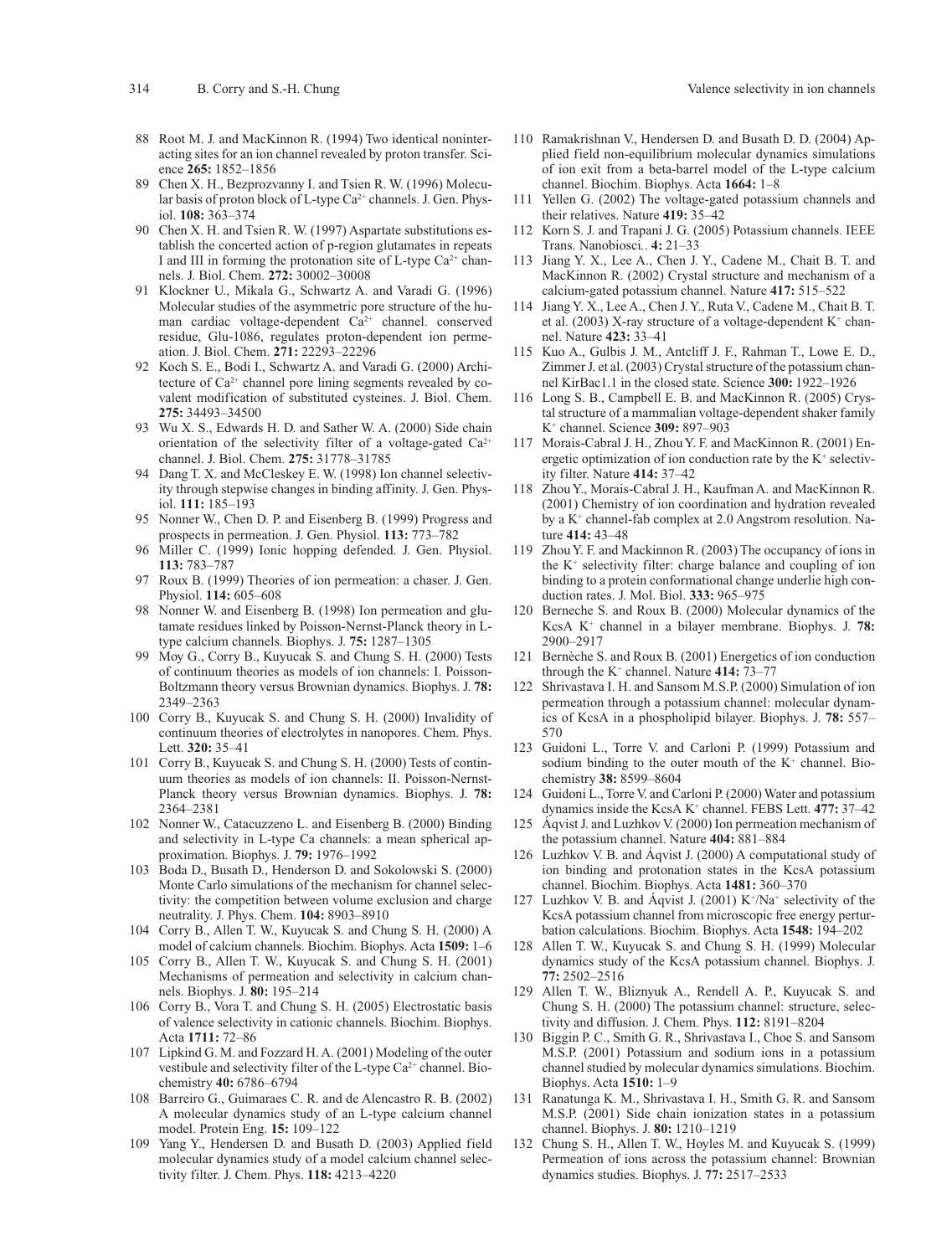88 Root M. J. and MacKinnon R. (1994) Two identical noninteracting sites for an ion channel revealed by proton transfer. Science **265:** 1852–1856

89 Chen X. H., Bezprozvanny I. and Tsien R. W. (1996) Molecular basis of proton block of L-type $Ca^{2+}$ channels. J. Gen. Physiol. **108:** 363–374

90 Chen X. H. and Tsien R. W. (1997) Aspartate substitutions establish the concerted action of p-region glutamates in repeats I and III in forming the protonation site of L-type $Ca^{2+}$ channels. J. Biol. Chem. **272:** 30002–30008

91 Klockner U., Mikala G., Schwartz A. and Varadi G. (1996) Molecular studies of the asymmetric pore structure of the human cardiac voltage-dependent $Ca^{2+}$ channel. conserved residue, Glu-1086, regulates proton-dependent ion permeation. J. Biol. Chem. **271:** 22293–22296

92 Koch S. E., Bodi I., Schwartz A. and Varadi G. (2000) Architecture of $Ca^{2+}$ channel pore lining segments revealed by covalent modification of substituted cysteines. J. Biol. Chem. **275:** 34493–34500

93 Wu X. S., Edwards H. D. and Sather W. A. (2000) Side chain orientation of the selectivity filter of a voltage-gated $Ca^{2+}$ channel. J. Biol. Chem. **275:** 31778–31785

94 Dang T. X. and McCleskey E. W. (1998) Ion channel selectivity through stepwise changes in binding affinity. J. Gen. Physiol. **111:** 185–193

95 Nonner W., Chen D. P. and Eisenberg B. (1999) Progress and prospects in permeation. J. Gen. Physiol. **113:** 773–782

96 Miller C. (1999) Ionic hopping defended. J. Gen. Physiol. **113:** 783–787

97 Roux B. (1999) Theories of ion permeation: a chaser. J. Gen. Physiol. **114:** 605–608

98 Nonner W. and Eisenberg B. (1998) Ion permeation and glutamate residues linked by Poisson-Nernst-Planck theory in L-type calcium channels. Biophys. J. **75:** 1287–1305

99 Moy G., Corry B., Kuyucak S. and Chung S. H. (2000) Tests of continuum theories as models of ion channels: I. Poisson-Boltzmann theory versus Brownian dynamics. Biophys. J. **78:** 2349–2363

100 Corry B., Kuyucak S. and Chung S. H. (2000) Invalidity of continuum theories of electrolytes in nanopores. Chem. Phys. Lett. **320:** 35–41

101 Corry B., Kuyucak S. and Chung S. H. (2000) Tests of continuum theories as models of ion channels: II. Poisson-Nernst-Planck theory versus Brownian dynamics. Biophys. J. **78:** 2364–2381

102 Nonner W., Catacuzzeno L. and Eisenberg B. (2000) Binding and selectivity in L-type Ca channels: a mean spherical approximation. Biophys. J. **79:** 1976–1992

103 Boda D., Busath D., Henderson D. and Sokolowski S. (2000) Monte Carlo simulations of the mechanism for channel selectivity: the competition between volume exclusion and charge neutrality. J. Phys. Chem. **104:** 8903–8910

104 Corry B., Allen T. W., Kuyucak S. and Chung S. H. (2000) A model of calcium channels. Biochim. Biophys. Acta **1509:** 1–6

105 Corry B., Allen T. W., Kuyucak S. and Chung S. H. (2001) Mechanisms of permeation and selectivity in calcium channels. Biophys. J. **80:** 195–214

106 Corry B., Vora T. and Chung S. H. (2005) Electrostatic basis of valence selectivity in cationic channels. Biochim. Biophys. Acta **1711:** 72–86

107 Lipkind G. M. and Fozzard H. A. (2001) Modeling of the outer vestibule and selectivity filter of the L-type $Ca^{2+}$ channel. Biochemistry **40:** 6786–6794

108 Barreiro G., Guimaraes C. R. and de Alencastro R. B. (2002) A molecular dynamics study of an L-type calcium channel model. Protein Eng. **15:** 109–122

109 Yang Y., Hendersen D. and Busath D. (2003) Applied field molecular dynamics study of a model calcium channel selectivity filter. J. Chem. Phys. **118:** 4213–4220

110 Ramakrishnan V., Hendersen D. and Busath D. D. (2004) Applied field non-equilibrium molecular dynamics simulations of ion exit from a beta-barrel model of the L-type calcium channel. Biochim. Biophys. Acta **1664:** 1–8

111 Yellen G. (2002) The voltage-gated potassium channels and their relatives. Nature **419:** 35–42

112 Korn S. J. and Trapani J. G. (2005) Potassium channels. IEEE Trans. Nanobiosci.. **4:** 21–33

113 Jiang Y. X., Lee A., Chen J. Y., Cadene M., Chait B. T. and MacKinnon R. (2002) Crystal structure and mechanism of a calcium-gated potassium channel. Nature **417:** 515–522

114 Jiang Y. X., Lee A., Chen J. Y., Ruta V., Cadene M., Chait B. T. et al. (2003) X-ray structure of a voltage-dependent $K^+$ channel. Nature **423:** 33–41

115 Kuo A., Gulbis J. M., Antcliff J. F., Rahman T., Lowe E. D., Zimmer J. et al. (2003) Crystal structure of the potassium channel KirBac1.1 in the closed state. Science **300:** 1922–1926

116 Long S. B., Campbell E. B. and MacKinnon R. (2005) Crystal structure of a mammalian voltage-dependent shaker family $K^+$ channel. Science **309:** 897–903

117 Morais-Cabral J. H., Zhou Y. F. and MacKinnon R. (2001) Energetic optimization of ion conduction rate by the $K^+$ selectivity filter. Nature **414:** 37–42

118 Zhou Y., Morais-Cabral J. H., Kaufman A. and MacKinnon R. (2001) Chemistry of ion coordination and hydration revealed by a $K^+$ channel-fab complex at 2.0 Angstrom resolution. Nature **414:** 43–48

119 Zhou Y. F. and Mackinnon R. (2003) The occupancy of ions in the $K^+$ selectivity filter: charge balance and coupling of ion binding to a protein conformational change underlie high conduction rates. J. Mol. Biol. **333:** 965–975

120 Berneche S. and Roux B. (2000) Molecular dynamics of the KcsA $K^+$ channel in a bilayer membrane. Biophys. J. **78:** 2900–2917

121 Bernèche S. and Roux B. (2001) Energetics of ion conduction through the $K^+$ channel. Nature **414:** 73–77

122 Shrivastava I. H. and Sansom M.S.P. (2000) Simulation of ion permeation through a potassium channel: molecular dynamics of KcsA in a phospholipid bilayer. Biophys. J. **78:** 557–570

123 Guidoni L., Torre V. and Carloni P. (1999) Potassium and sodium binding to the outer mouth of the $K^+$ channel. Biochemistry **38:** 8599–8604

124 Guidoni L., Torre V. and Carloni P. (2000) Water and potassium dynamics inside the KcsA $K^+$ channel. FEBS Lett. **477:** 37–42

125 Åqvist J. and Luzhkov V. (2000) Ion permeation mechanism of the potassium channel. Nature **404:** 881–884

126 Luzhkov V. B. and Åqvist J. (2000) A computational study of ion binding and protonation states in the KcsA potassium channel. Biochim. Biophys. Acta **1481:** 360–370

127 Luzhkov V. B. and Åqvist J. (2001) $K^+$/$Na^+$ selectivity of the KcsA potassium channel from microscopic free energy perturbation calculations. Biochim. Biophys. Acta **1548:** 194–202

128 Allen T. W., Kuyucak S. and Chung S. H. (1999) Molecular dynamics study of the KcsA potassium channel. Biophys. J. **77:** 2502–2516

129 Allen T. W., Bliznyuk A., Rendell A. P., Kuyucak S. and Chung S. H. (2000) The potassium channel: structure, selectivity and diffusion. J. Chem. Phys. **112:** 8191–8204

130 Biggin P. C., Smith G. R., Shrivastava I., Choe S. and Sansom M.S.P. (2001) Potassium and sodium ions in a potassium channel studied by molecular dynamics simulations. Biochim. Biophys. Acta **1510:** 1–9

131 Ranatunga K. M., Shrivastava I. H., Smith G. R. and Sansom M.S.P. (2001) Side chain ionization states in a potassium channel. Biophys. J. **80:** 1210–1219

132 Chung S. H., Allen T. W., Hoyles M. and Kuyucak S. (1999) Permeation of ions across the potassium channel: Brownian dynamics studies. Biophys. J. **77:** 2517–2533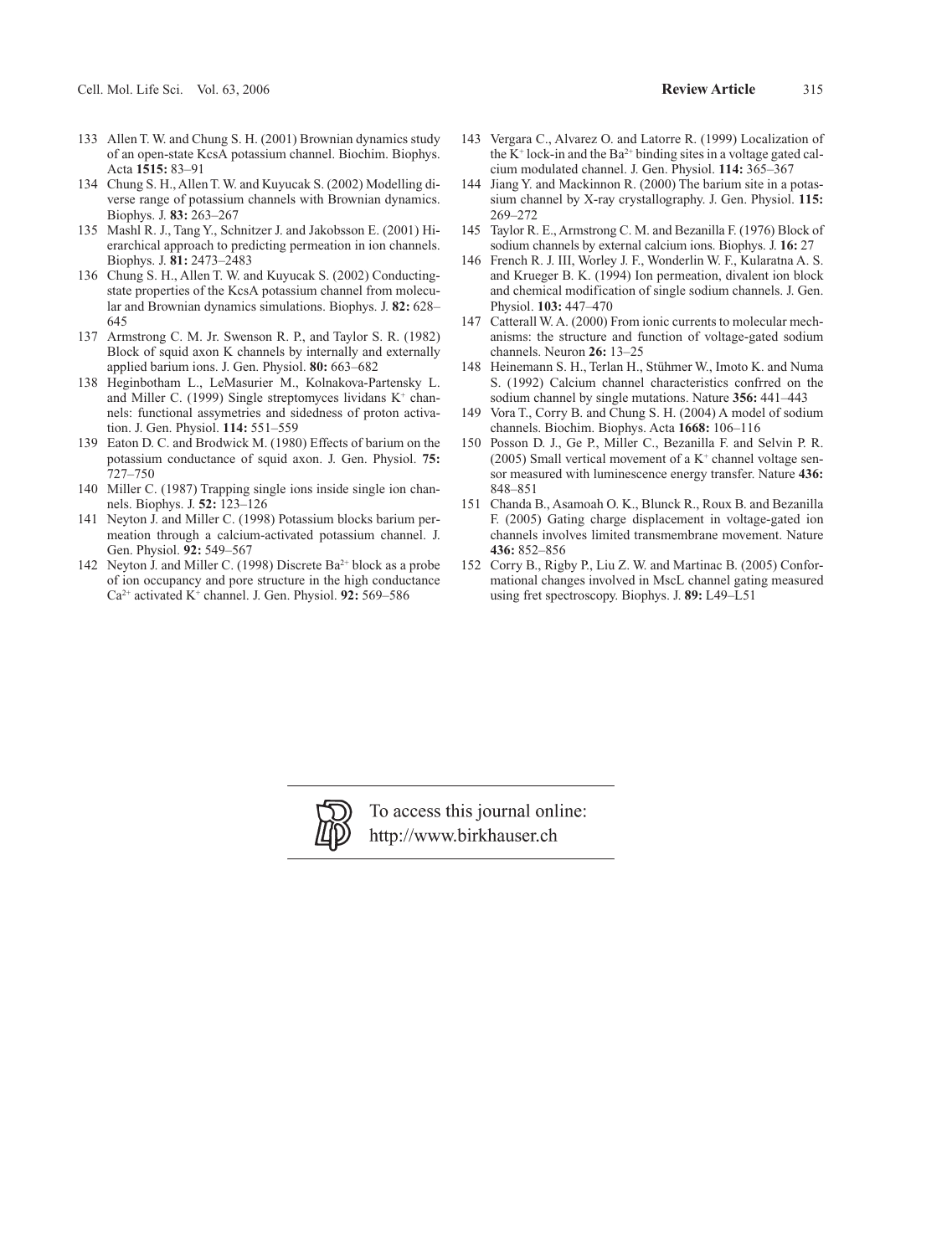133 Allen T. W. and Chung S. H. (2001) Brownian dynamics study of an open-state KcsA potassium channel. Biochim. Biophys. Acta **1515:** 83–91

134 Chung S. H., Allen T. W. and Kuyucak S. (2002) Modelling diverse range of potassium channels with Brownian dynamics. Biophys. J. **83:** 263–267

135 Mashl R. J., Tang Y., Schnitzer J. and Jakobsson E. (2001) Hierarchical approach to predicting permeation in ion channels. Biophys. J. **81:** 2473–2483

136 Chung S. H., Allen T. W. and Kuyucak S. (2002) Conducting-state properties of the KcsA potassium channel from molecular and Brownian dynamics simulations. Biophys. J. **82:** 628–645

137 Armstrong C. M. Jr. Swenson R. P., and Taylor S. R. (1982) Block of squid axon K channels by internally and externally applied barium ions. J. Gen. Physiol. **80:** 663–682

138 Heginbotham L., LeMasurier M., Kolnakova-Partensky L. and Miller C. (1999) Single streptomyces lividans $K^+$ channels: functional assymetries and sidedness of proton activation. J. Gen. Physiol. **114:** 551–559

139 Eaton D. C. and Brodwick M. (1980) Effects of barium on the potassium conductance of squid axon. J. Gen. Physiol. **75:** 727–750

140 Miller C. (1987) Trapping single ions inside single ion channels. Biophys. J. **52:** 123–126

141 Neyton J. and Miller C. (1998) Potassium blocks barium permeation through a calcium-activated potassium channel. J. Gen. Physiol. **92:** 549–567

142 Neyton J. and Miller C. (1998) Discrete $Ba^{2+}$ block as a probe of ion occupancy and pore structure in the high conductance $Ca^{2+}$ activated $K^+$ channel. J. Gen. Physiol. **92:** 569–586

143 Vergara C., Alvarez O. and Latorre R. (1999) Localization of the $K^+$ lock-in and the $Ba^{2+}$ binding sites in a voltage gated calcium modulated channel. J. Gen. Physiol. **114:** 365–367

144 Jiang Y. and Mackinnon R. (2000) The barium site in a potassium channel by X-ray crystallography. J. Gen. Physiol. **115:** 269–272

145 Taylor R. E., Armstrong C. M. and Bezanilla F. (1976) Block of sodium channels by external calcium ions. Biophys. J. **16:** 27

146 French R. J. III, Worley J. F., Wonderlin W. F., Kularatna A. S. and Krueger B. K. (1994) Ion permeation, divalent ion block and chemical modification of single sodium channels. J. Gen. Physiol. **103:** 447–470

147 Catterall W. A. (2000) From ionic currents to molecular mechanisms: the structure and function of voltage-gated sodium channels. Neuron **26:** 13–25

148 Heinemann S. H., Terlan H., Stühmer W., Imoto K. and Numa S. (1992) Calcium channel characteristics confrred on the sodium channel by single mutations. Nature **356:** 441–443

149 Vora T., Corry B. and Chung S. H. (2004) A model of sodium channels. Biochim. Biophys. Acta **1668:** 106–116

150 Posson D. J., Ge P., Miller C., Bezanilla F. and Selvin P. R. (2005) Small vertical movement of a $K^+$ channel voltage sensor measured with luminescence energy transfer. Nature **436:** 848–851

151 Chanda B., Asamoah O. K., Blunck R., Roux B. and Bezanilla F. (2005) Gating charge displacement in voltage-gated ion channels involves limited transmembrane movement. Nature **436:** 852–856

152 Corry B., Rigby P., Liu Z. W. and Martinac B. (2005) Conformational changes involved in MscL channel gating measured using fret spectroscopy. Biophys. J. **89:** L49–L51

To access this journal online:
http://www.birkhauser.ch